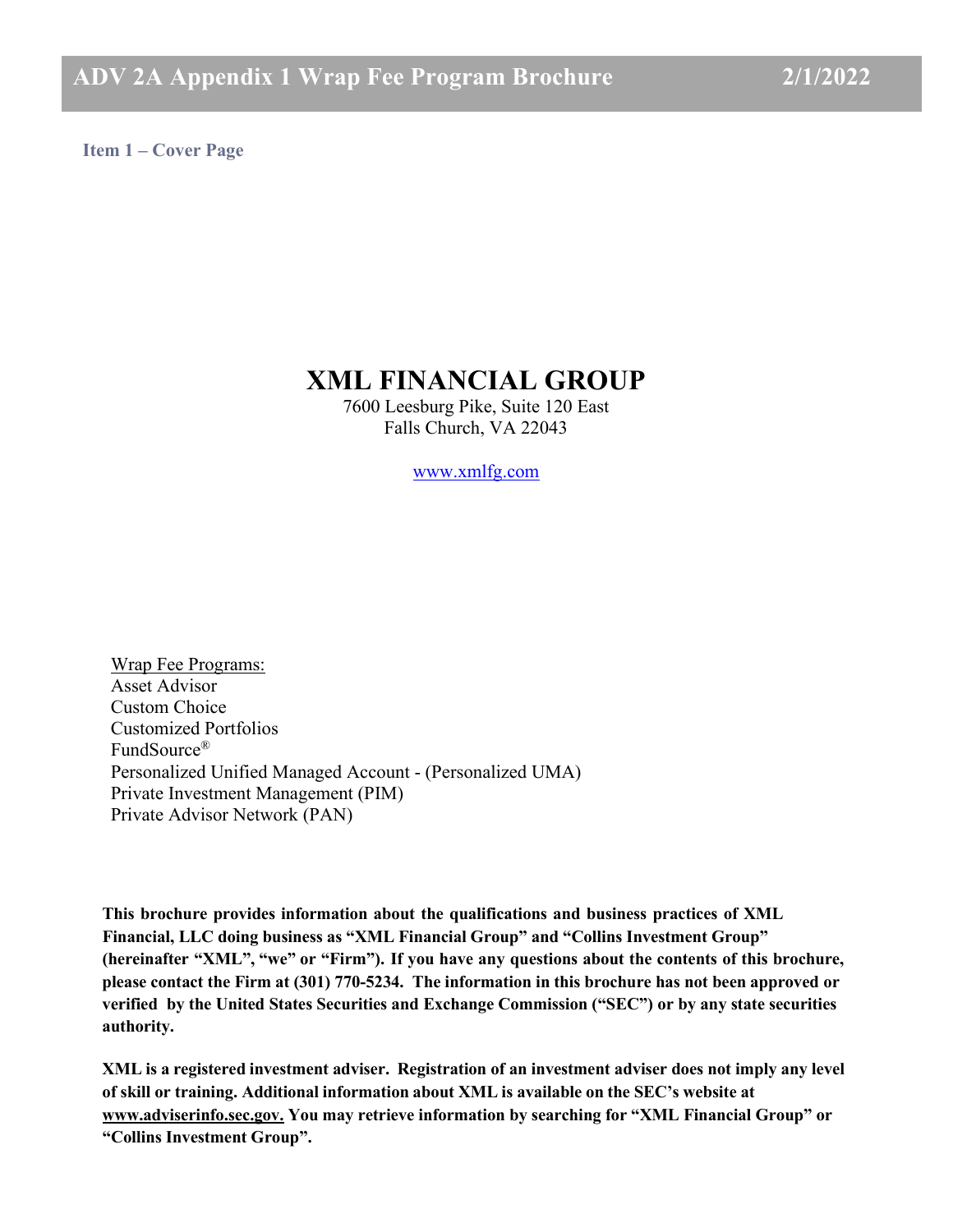# ADV 2A Appendix 1 Wrap Fee Program Brochure 2/1/2022

## Item 1 – Cover Page

# XML FINANCIAL GROUP

7600 Leesburg Pike, Suite 120 East
Falls Church, VA 22043

www.xmlfg.com

Wrap Fee Programs:
Asset Advisor
Custom Choice
Customized Portfolios
FundSource®
Personalized Unified Managed Account - (Personalized UMA)
Private Investment Management (PIM)
Private Advisor Network (PAN)

**This brochure provides information about the qualifications and business practices of XML Financial, LLC doing business as "XML Financial Group" and "Collins Investment Group" (hereinafter "XML", "we" or "Firm"). If you have any questions about the contents of this brochure, please contact the Firm at (301) 770-5234. The information in this brochure has not been approved or verified by the United States Securities and Exchange Commission ("SEC") or by any state securities authority.**

**XML is a registered investment adviser. Registration of an investment adviser does not imply any level of skill or training. Additional information about XML is available on the SEC's website at www.adviserinfo.sec.gov. You may retrieve information by searching for "XML Financial Group" or "Collins Investment Group".**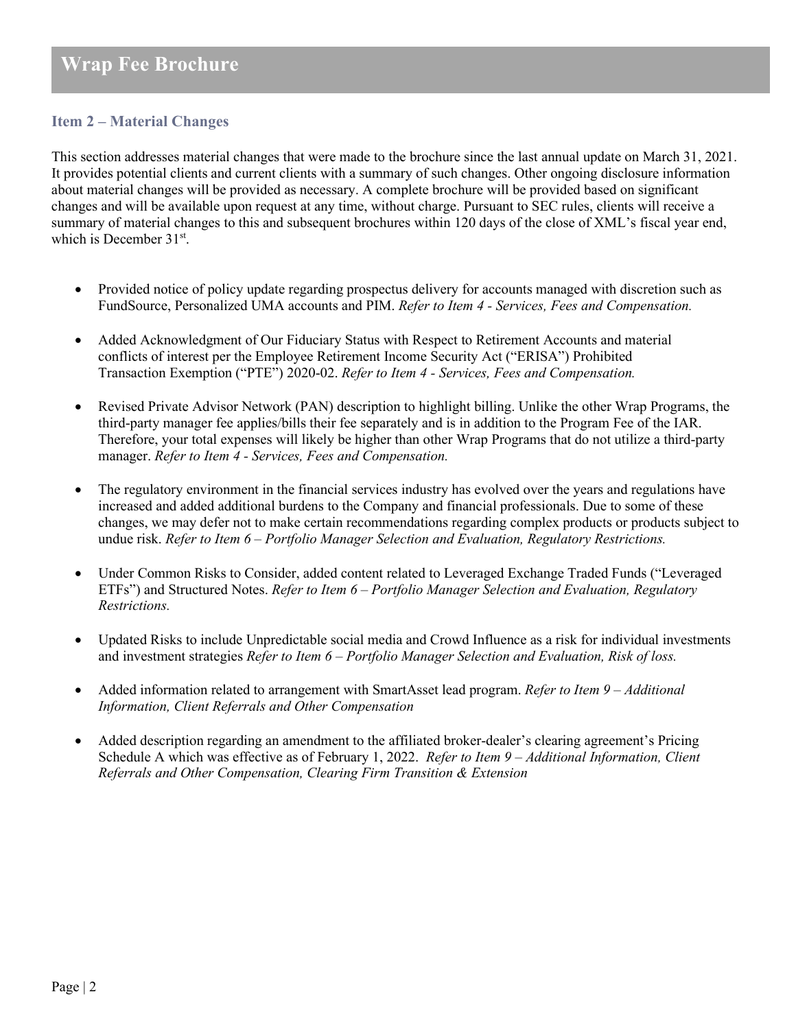# Wrap Fee Brochure

## Item 2 – Material Changes

This section addresses material changes that were made to the brochure since the last annual update on March 31, 2021. It provides potential clients and current clients with a summary of such changes. Other ongoing disclosure information about material changes will be provided as necessary. A complete brochure will be provided based on significant changes and will be available upon request at any time, without charge. Pursuant to SEC rules, clients will receive a summary of material changes to this and subsequent brochures within 120 days of the close of XML's fiscal year end, which is December 31st.

- Provided notice of policy update regarding prospectus delivery for accounts managed with discretion such as FundSource, Personalized UMA accounts and PIM. *Refer to Item 4 - Services, Fees and Compensation.*
- Added Acknowledgment of Our Fiduciary Status with Respect to Retirement Accounts and material conflicts of interest per the Employee Retirement Income Security Act ("ERISA") Prohibited Transaction Exemption ("PTE") 2020-02. *Refer to Item 4 - Services, Fees and Compensation.*
- Revised Private Advisor Network (PAN) description to highlight billing. Unlike the other Wrap Programs, the third-party manager fee applies/bills their fee separately and is in addition to the Program Fee of the IAR. Therefore, your total expenses will likely be higher than other Wrap Programs that do not utilize a third-party manager. *Refer to Item 4 - Services, Fees and Compensation.*
- The regulatory environment in the financial services industry has evolved over the years and regulations have increased and added additional burdens to the Company and financial professionals. Due to some of these changes, we may defer not to make certain recommendations regarding complex products or products subject to undue risk. *Refer to Item 6 – Portfolio Manager Selection and Evaluation, Regulatory Restrictions.*
- Under Common Risks to Consider, added content related to Leveraged Exchange Traded Funds ("Leveraged ETFs") and Structured Notes. *Refer to Item 6 – Portfolio Manager Selection and Evaluation, Regulatory Restrictions.*
- Updated Risks to include Unpredictable social media and Crowd Influence as a risk for individual investments and investment strategies *Refer to Item 6 – Portfolio Manager Selection and Evaluation, Risk of loss.*
- Added information related to arrangement with SmartAsset lead program. *Refer to Item 9 – Additional Information, Client Referrals and Other Compensation*
- Added description regarding an amendment to the affiliated broker-dealer's clearing agreement's Pricing Schedule A which was effective as of February 1, 2022. *Refer to Item 9 – Additional Information, Client Referrals and Other Compensation, Clearing Firm Transition & Extension*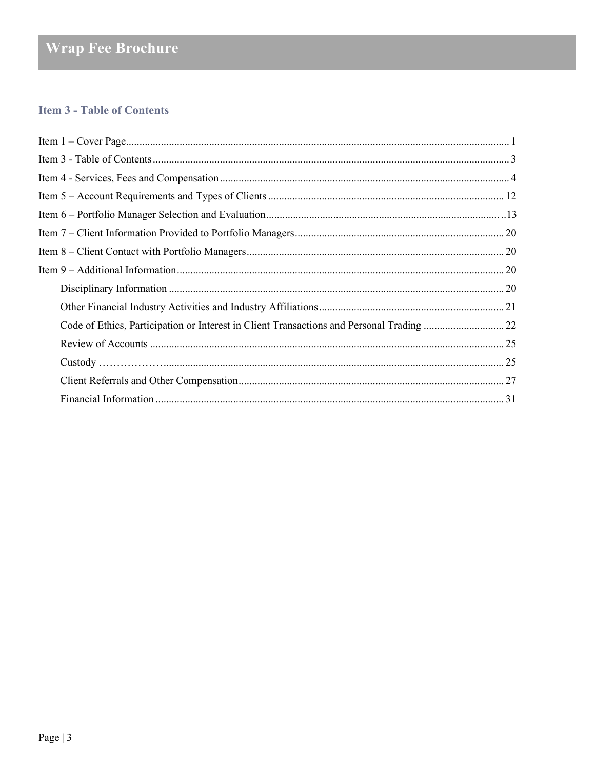# Wrap Fee Brochure

## Item 3 - Table of Contents

Item 1 – Cover Page ..... 1
Item 3 - Table of Contents ..... 3
Item 4 - Services, Fees and Compensation ..... 4
Item 5 – Account Requirements and Types of Clients ..... 12
Item 6 – Portfolio Manager Selection and Evaluation ..... 13
Item 7 – Client Information Provided to Portfolio Managers ..... 20
Item 8 – Client Contact with Portfolio Managers ..... 20
Item 9 – Additional Information ..... 20
- Disciplinary Information ..... 20
- Other Financial Industry Activities and Industry Affiliations ..... 21
- Code of Ethics, Participation or Interest in Client Transactions and Personal Trading ..... 22
- Review of Accounts ..... 25
- Custody ..... 25
- Client Referrals and Other Compensation ..... 27
- Financial Information ..... 31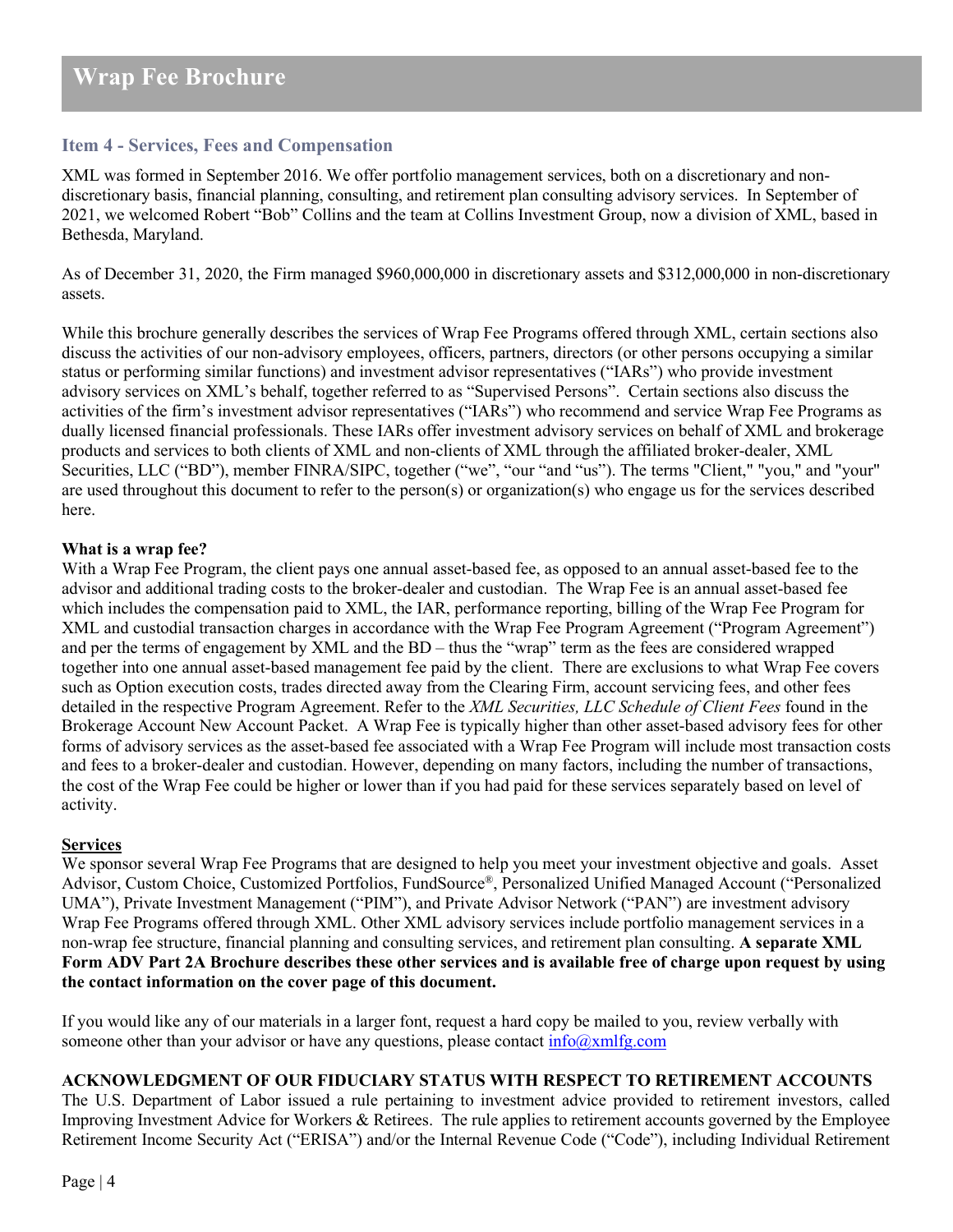# Wrap Fee Brochure

## Item 4 - Services, Fees and Compensation

XML was formed in September 2016. We offer portfolio management services, both on a discretionary and non-discretionary basis, financial planning, consulting, and retirement plan consulting advisory services. In September of 2021, we welcomed Robert "Bob" Collins and the team at Collins Investment Group, now a division of XML, based in Bethesda, Maryland.

As of December 31, 2020, the Firm managed $960,000,000 in discretionary assets and $312,000,000 in non-discretionary assets.

While this brochure generally describes the services of Wrap Fee Programs offered through XML, certain sections also discuss the activities of our non-advisory employees, officers, partners, directors (or other persons occupying a similar status or performing similar functions) and investment advisor representatives ("IARs") who provide investment advisory services on XML's behalf, together referred to as "Supervised Persons". Certain sections also discuss the activities of the firm's investment advisor representatives ("IARs") who recommend and service Wrap Fee Programs as dually licensed financial professionals. These IARs offer investment advisory services on behalf of XML and brokerage products and services to both clients of XML and non-clients of XML through the affiliated broker-dealer, XML Securities, LLC ("BD"), member FINRA/SIPC, together ("we", "our "and "us"). The terms "Client," "you," and "your" are used throughout this document to refer to the person(s) or organization(s) who engage us for the services described here.

**What is a wrap fee?**
With a Wrap Fee Program, the client pays one annual asset-based fee, as opposed to an annual asset-based fee to the advisor and additional trading costs to the broker-dealer and custodian. The Wrap Fee is an annual asset-based fee which includes the compensation paid to XML, the IAR, performance reporting, billing of the Wrap Fee Program for XML and custodial transaction charges in accordance with the Wrap Fee Program Agreement ("Program Agreement") and per the terms of engagement by XML and the BD – thus the "wrap" term as the fees are considered wrapped together into one annual asset-based management fee paid by the client. There are exclusions to what Wrap Fee covers such as Option execution costs, trades directed away from the Clearing Firm, account servicing fees, and other fees detailed in the respective Program Agreement. Refer to the *XML Securities, LLC Schedule of Client Fees* found in the Brokerage Account New Account Packet. A Wrap Fee is typically higher than other asset-based advisory fees for other forms of advisory services as the asset-based fee associated with a Wrap Fee Program will include most transaction costs and fees to a broker-dealer and custodian. However, depending on many factors, including the number of transactions, the cost of the Wrap Fee could be higher or lower than if you had paid for these services separately based on level of activity.

**Services**
We sponsor several Wrap Fee Programs that are designed to help you meet your investment objective and goals. Asset Advisor, Custom Choice, Customized Portfolios, FundSource®, Personalized Unified Managed Account ("Personalized UMA"), Private Investment Management ("PIM"), and Private Advisor Network ("PAN") are investment advisory Wrap Fee Programs offered through XML. Other XML advisory services include portfolio management services in a non-wrap fee structure, financial planning and consulting services, and retirement plan consulting. **A separate XML Form ADV Part 2A Brochure describes these other services and is available free of charge upon request by using the contact information on the cover page of this document.**

If you would like any of our materials in a larger font, request a hard copy be mailed to you, review verbally with someone other than your advisor or have any questions, please contact info@xmlfg.com

**ACKNOWLEDGMENT OF OUR FIDUCIARY STATUS WITH RESPECT TO RETIREMENT ACCOUNTS**
The U.S. Department of Labor issued a rule pertaining to investment advice provided to retirement investors, called Improving Investment Advice for Workers & Retirees. The rule applies to retirement accounts governed by the Employee Retirement Income Security Act ("ERISA") and/or the Internal Revenue Code ("Code"), including Individual Retirement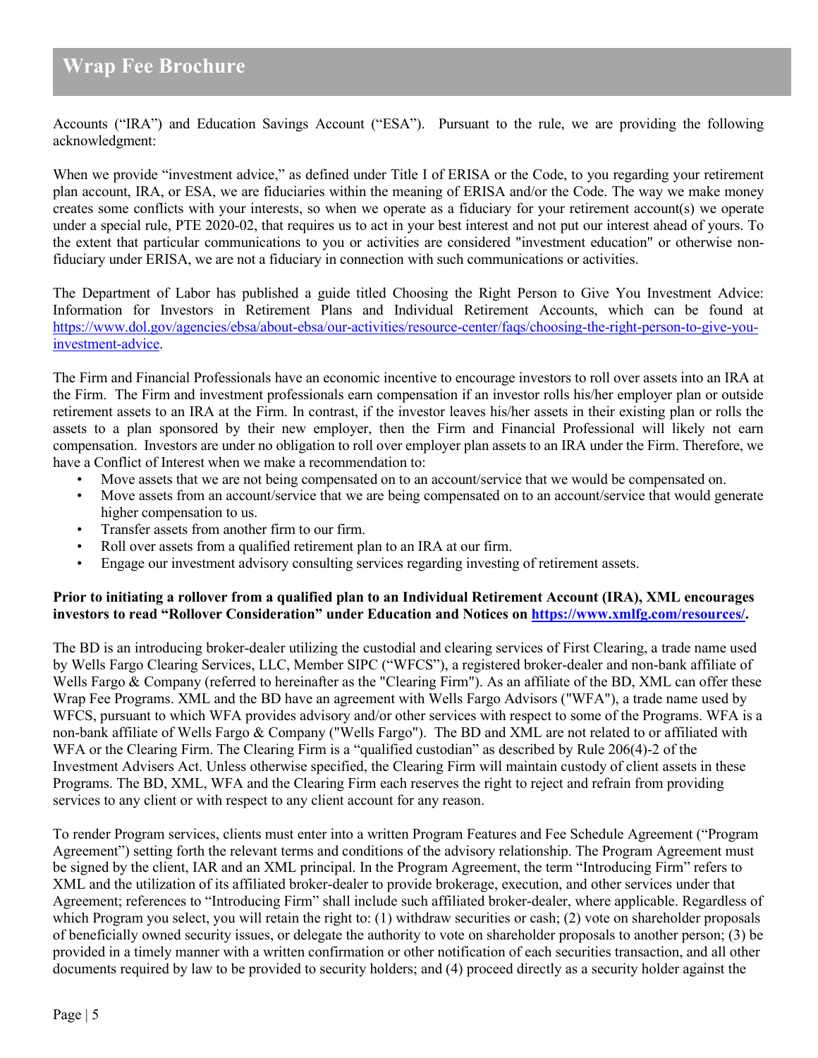Accounts ("IRA") and Education Savings Account ("ESA"). Pursuant to the rule, we are providing the following acknowledgment:

When we provide "investment advice," as defined under Title I of ERISA or the Code, to you regarding your retirement plan account, IRA, or ESA, we are fiduciaries within the meaning of ERISA and/or the Code. The way we make money creates some conflicts with your interests, so when we operate as a fiduciary for your retirement account(s) we operate under a special rule, PTE 2020-02, that requires us to act in your best interest and not put our interest ahead of yours. To the extent that particular communications to you or activities are considered "investment education" or otherwise non-fiduciary under ERISA, we are not a fiduciary in connection with such communications or activities.

The Department of Labor has published a guide titled Choosing the Right Person to Give You Investment Advice: Information for Investors in Retirement Plans and Individual Retirement Accounts, which can be found at [https://www.dol.gov/agencies/ebsa/about-ebsa/our-activities/resource-center/faqs/choosing-the-right-person-to-give-you-investment-advice](https://www.dol.gov/agencies/ebsa/about-ebsa/our-activities/resource-center/faqs/choosing-the-right-person-to-give-you-investment-advice).

The Firm and Financial Professionals have an economic incentive to encourage investors to roll over assets into an IRA at the Firm. The Firm and investment professionals earn compensation if an investor rolls his/her employer plan or outside retirement assets to an IRA at the Firm. In contrast, if the investor leaves his/her assets in their existing plan or rolls the assets to a plan sponsored by their new employer, then the Firm and Financial Professional will likely not earn compensation. Investors are under no obligation to roll over employer plan assets to an IRA under the Firm. Therefore, we have a Conflict of Interest when we make a recommendation to:

- Move assets that we are not being compensated on to an account/service that we would be compensated on.
- Move assets from an account/service that we are being compensated on to an account/service that would generate higher compensation to us.
- Transfer assets from another firm to our firm.
- Roll over assets from a qualified retirement plan to an IRA at our firm.
- Engage our investment advisory consulting services regarding investing of retirement assets.

**Prior to initiating a rollover from a qualified plan to an Individual Retirement Account (IRA), XML encourages investors to read "Rollover Consideration" under Education and Notices on [https://www.xmlfg.com/resources/](https://www.xmlfg.com/resources/).**

The BD is an introducing broker-dealer utilizing the custodial and clearing services of First Clearing, a trade name used by Wells Fargo Clearing Services, LLC, Member SIPC ("WFCS"), a registered broker-dealer and non-bank affiliate of Wells Fargo & Company (referred to hereinafter as the "Clearing Firm"). As an affiliate of the BD, XML can offer these Wrap Fee Programs. XML and the BD have an agreement with Wells Fargo Advisors ("WFA"), a trade name used by WFCS, pursuant to which WFA provides advisory and/or other services with respect to some of the Programs. WFA is a non-bank affiliate of Wells Fargo & Company ("Wells Fargo"). The BD and XML are not related to or affiliated with WFA or the Clearing Firm. The Clearing Firm is a "qualified custodian" as described by Rule 206(4)-2 of the Investment Advisers Act. Unless otherwise specified, the Clearing Firm will maintain custody of client assets in these Programs. The BD, XML, WFA and the Clearing Firm each reserves the right to reject and refrain from providing services to any client or with respect to any client account for any reason.

To render Program services, clients must enter into a written Program Features and Fee Schedule Agreement ("Program Agreement") setting forth the relevant terms and conditions of the advisory relationship. The Program Agreement must be signed by the client, IAR and an XML principal. In the Program Agreement, the term "Introducing Firm" refers to XML and the utilization of its affiliated broker-dealer to provide brokerage, execution, and other services under that Agreement; references to "Introducing Firm" shall include such affiliated broker-dealer, where applicable. Regardless of which Program you select, you will retain the right to: (1) withdraw securities or cash; (2) vote on shareholder proposals of beneficially owned security issues, or delegate the authority to vote on shareholder proposals to another person; (3) be provided in a timely manner with a written confirmation or other notification of each securities transaction, and all other documents required by law to be provided to security holders; and (4) proceed directly as a security holder against the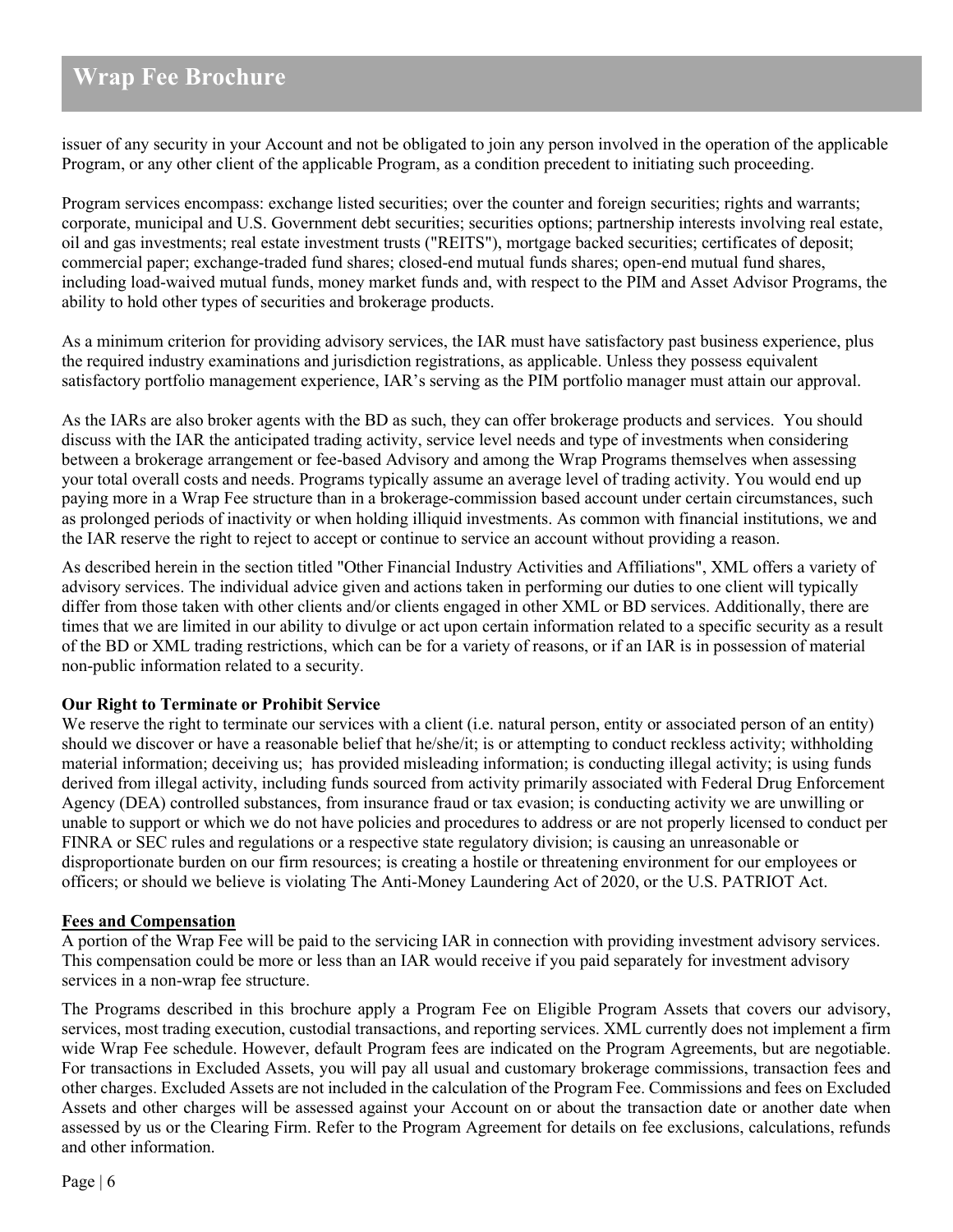issuer of any security in your Account and not be obligated to join any person involved in the operation of the applicable Program, or any other client of the applicable Program, as a condition precedent to initiating such proceeding.

Program services encompass: exchange listed securities; over the counter and foreign securities; rights and warrants; corporate, municipal and U.S. Government debt securities; securities options; partnership interests involving real estate, oil and gas investments; real estate investment trusts ("REITS"), mortgage backed securities; certificates of deposit; commercial paper; exchange-traded fund shares; closed-end mutual funds shares; open-end mutual fund shares, including load-waived mutual funds, money market funds and, with respect to the PIM and Asset Advisor Programs, the ability to hold other types of securities and brokerage products.

As a minimum criterion for providing advisory services, the IAR must have satisfactory past business experience, plus the required industry examinations and jurisdiction registrations, as applicable. Unless they possess equivalent satisfactory portfolio management experience, IAR's serving as the PIM portfolio manager must attain our approval.

As the IARs are also broker agents with the BD as such, they can offer brokerage products and services. You should discuss with the IAR the anticipated trading activity, service level needs and type of investments when considering between a brokerage arrangement or fee-based Advisory and among the Wrap Programs themselves when assessing your total overall costs and needs. Programs typically assume an average level of trading activity. You would end up paying more in a Wrap Fee structure than in a brokerage-commission based account under certain circumstances, such as prolonged periods of inactivity or when holding illiquid investments. As common with financial institutions, we and the IAR reserve the right to reject to accept or continue to service an account without providing a reason.

As described herein in the section titled "Other Financial Industry Activities and Affiliations", XML offers a variety of advisory services. The individual advice given and actions taken in performing our duties to one client will typically differ from those taken with other clients and/or clients engaged in other XML or BD services. Additionally, there are times that we are limited in our ability to divulge or act upon certain information related to a specific security as a result of the BD or XML trading restrictions, which can be for a variety of reasons, or if an IAR is in possession of material non-public information related to a security.

**Our Right to Terminate or Prohibit Service**

We reserve the right to terminate our services with a client (i.e. natural person, entity or associated person of an entity) should we discover or have a reasonable belief that he/she/it; is or attempting to conduct reckless activity; withholding material information; deceiving us; has provided misleading information; is conducting illegal activity; is using funds derived from illegal activity, including funds sourced from activity primarily associated with Federal Drug Enforcement Agency (DEA) controlled substances, from insurance fraud or tax evasion; is conducting activity we are unwilling or unable to support or which we do not have policies and procedures to address or are not properly licensed to conduct per FINRA or SEC rules and regulations or a respective state regulatory division; is causing an unreasonable or disproportionate burden on our firm resources; is creating a hostile or threatening environment for our employees or officers; or should we believe is violating The Anti-Money Laundering Act of 2020, or the U.S. PATRIOT Act.

**Fees and Compensation**

A portion of the Wrap Fee will be paid to the servicing IAR in connection with providing investment advisory services. This compensation could be more or less than an IAR would receive if you paid separately for investment advisory services in a non-wrap fee structure.

The Programs described in this brochure apply a Program Fee on Eligible Program Assets that covers our advisory, services, most trading execution, custodial transactions, and reporting services. XML currently does not implement a firm wide Wrap Fee schedule. However, default Program fees are indicated on the Program Agreements, but are negotiable. For transactions in Excluded Assets, you will pay all usual and customary brokerage commissions, transaction fees and other charges. Excluded Assets are not included in the calculation of the Program Fee. Commissions and fees on Excluded Assets and other charges will be assessed against your Account on or about the transaction date or another date when assessed by us or the Clearing Firm. Refer to the Program Agreement for details on fee exclusions, calculations, refunds and other information.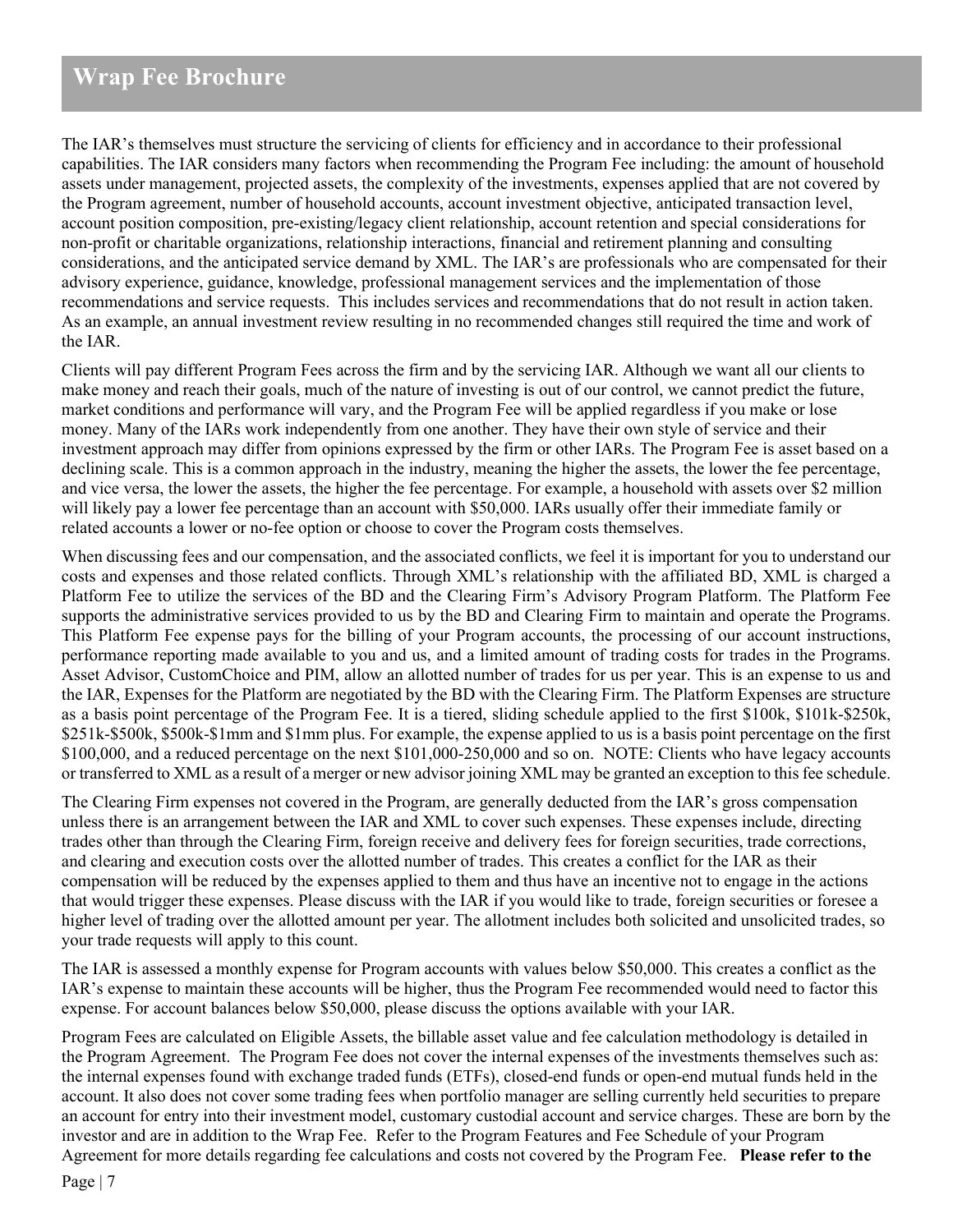The IAR's themselves must structure the servicing of clients for efficiency and in accordance to their professional capabilities. The IAR considers many factors when recommending the Program Fee including: the amount of household assets under management, projected assets, the complexity of the investments, expenses applied that are not covered by the Program agreement, number of household accounts, account investment objective, anticipated transaction level, account position composition, pre-existing/legacy client relationship, account retention and special considerations for non-profit or charitable organizations, relationship interactions, financial and retirement planning and consulting considerations, and the anticipated service demand by XML. The IAR's are professionals who are compensated for their advisory experience, guidance, knowledge, professional management services and the implementation of those recommendations and service requests. This includes services and recommendations that do not result in action taken. As an example, an annual investment review resulting in no recommended changes still required the time and work of the IAR.

Clients will pay different Program Fees across the firm and by the servicing IAR. Although we want all our clients to make money and reach their goals, much of the nature of investing is out of our control, we cannot predict the future, market conditions and performance will vary, and the Program Fee will be applied regardless if you make or lose money. Many of the IARs work independently from one another. They have their own style of service and their investment approach may differ from opinions expressed by the firm or other IARs. The Program Fee is asset based on a declining scale. This is a common approach in the industry, meaning the higher the assets, the lower the fee percentage, and vice versa, the lower the assets, the higher the fee percentage. For example, a household with assets over $2 million will likely pay a lower fee percentage than an account with $50,000. IARs usually offer their immediate family or related accounts a lower or no-fee option or choose to cover the Program costs themselves.

When discussing fees and our compensation, and the associated conflicts, we feel it is important for you to understand our costs and expenses and those related conflicts. Through XML's relationship with the affiliated BD, XML is charged a Platform Fee to utilize the services of the BD and the Clearing Firm's Advisory Program Platform. The Platform Fee supports the administrative services provided to us by the BD and Clearing Firm to maintain and operate the Programs. This Platform Fee expense pays for the billing of your Program accounts, the processing of our account instructions, performance reporting made available to you and us, and a limited amount of trading costs for trades in the Programs. Asset Advisor, CustomChoice and PIM, allow an allotted number of trades for us per year. This is an expense to us and the IAR, Expenses for the Platform are negotiated by the BD with the Clearing Firm. The Platform Expenses are structure as a basis point percentage of the Program Fee. It is a tiered, sliding schedule applied to the first $100k, $101k-$250k, $251k-$500k, $500k-$1mm and $1mm plus. For example, the expense applied to us is a basis point percentage on the first $100,000, and a reduced percentage on the next $101,000-250,000 and so on. NOTE: Clients who have legacy accounts or transferred to XML as a result of a merger or new advisor joining XML may be granted an exception to this fee schedule.

The Clearing Firm expenses not covered in the Program, are generally deducted from the IAR's gross compensation unless there is an arrangement between the IAR and XML to cover such expenses. These expenses include, directing trades other than through the Clearing Firm, foreign receive and delivery fees for foreign securities, trade corrections, and clearing and execution costs over the allotted number of trades. This creates a conflict for the IAR as their compensation will be reduced by the expenses applied to them and thus have an incentive not to engage in the actions that would trigger these expenses. Please discuss with the IAR if you would like to trade, foreign securities or foresee a higher level of trading over the allotted amount per year. The allotment includes both solicited and unsolicited trades, so your trade requests will apply to this count.

The IAR is assessed a monthly expense for Program accounts with values below $50,000. This creates a conflict as the IAR's expense to maintain these accounts will be higher, thus the Program Fee recommended would need to factor this expense. For account balances below $50,000, please discuss the options available with your IAR.

Program Fees are calculated on Eligible Assets, the billable asset value and fee calculation methodology is detailed in the Program Agreement. The Program Fee does not cover the internal expenses of the investments themselves such as: the internal expenses found with exchange traded funds (ETFs), closed-end funds or open-end mutual funds held in the account. It also does not cover some trading fees when portfolio manager are selling currently held securities to prepare an account for entry into their investment model, customary custodial account and service charges. These are born by the investor and are in addition to the Wrap Fee. Refer to the Program Features and Fee Schedule of your Program Agreement for more details regarding fee calculations and costs not covered by the Program Fee. **Please refer to the**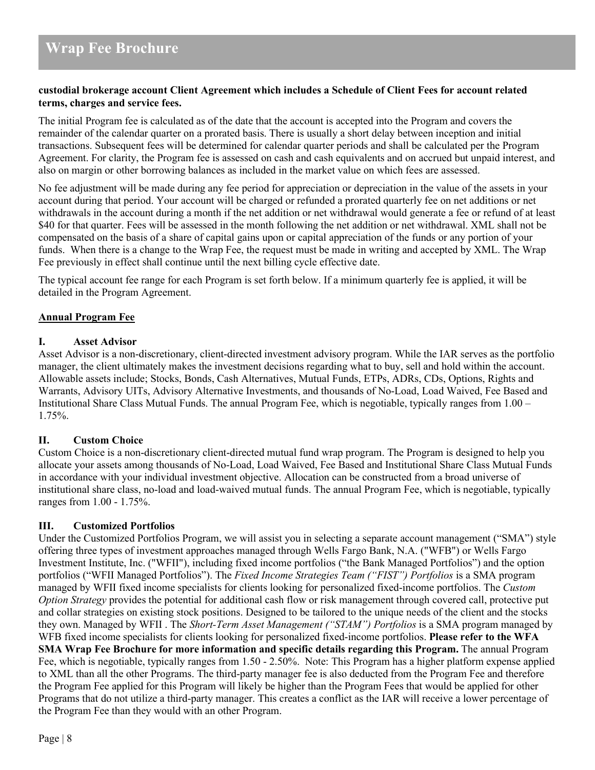**custodial brokerage account Client Agreement which includes a Schedule of Client Fees for account related terms, charges and service fees.**

The initial Program fee is calculated as of the date that the account is accepted into the Program and covers the remainder of the calendar quarter on a prorated basis. There is usually a short delay between inception and initial transactions. Subsequent fees will be determined for calendar quarter periods and shall be calculated per the Program Agreement. For clarity, the Program fee is assessed on cash and cash equivalents and on accrued but unpaid interest, and also on margin or other borrowing balances as included in the market value on which fees are assessed.

No fee adjustment will be made during any fee period for appreciation or depreciation in the value of the assets in your account during that period. Your account will be charged or refunded a prorated quarterly fee on net additions or net withdrawals in the account during a month if the net addition or net withdrawal would generate a fee or refund of at least $40 for that quarter. Fees will be assessed in the month following the net addition or net withdrawal. XML shall not be compensated on the basis of a share of capital gains upon or capital appreciation of the funds or any portion of your funds. When there is a change to the Wrap Fee, the request must be made in writing and accepted by XML. The Wrap Fee previously in effect shall continue until the next billing cycle effective date.

The typical account fee range for each Program is set forth below. If a minimum quarterly fee is applied, it will be detailed in the Program Agreement.

<u>**Annual Program Fee**</u>

**I. Asset Advisor**

Asset Advisor is a non-discretionary, client-directed investment advisory program. While the IAR serves as the portfolio manager, the client ultimately makes the investment decisions regarding what to buy, sell and hold within the account. Allowable assets include; Stocks, Bonds, Cash Alternatives, Mutual Funds, ETPs, ADRs, CDs, Options, Rights and Warrants, Advisory UITs, Advisory Alternative Investments, and thousands of No-Load, Load Waived, Fee Based and Institutional Share Class Mutual Funds. The annual Program Fee, which is negotiable, typically ranges from 1.00 – 1.75%.

**II. Custom Choice**

Custom Choice is a non-discretionary client-directed mutual fund wrap program. The Program is designed to help you allocate your assets among thousands of No-Load, Load Waived, Fee Based and Institutional Share Class Mutual Funds in accordance with your individual investment objective. Allocation can be constructed from a broad universe of institutional share class, no-load and load-waived mutual funds. The annual Program Fee, which is negotiable, typically ranges from 1.00 - 1.75%.

**III. Customized Portfolios**

Under the Customized Portfolios Program, we will assist you in selecting a separate account management ("SMA") style offering three types of investment approaches managed through Wells Fargo Bank, N.A. ("WFB") or Wells Fargo Investment Institute, Inc. ("WFII"), including fixed income portfolios ("the Bank Managed Portfolios") and the option portfolios ("WFII Managed Portfolios"). The *Fixed Income Strategies Team ("FIST") Portfolios* is a SMA program managed by WFII fixed income specialists for clients looking for personalized fixed-income portfolios. The *Custom Option Strategy* provides the potential for additional cash flow or risk management through covered call, protective put and collar strategies on existing stock positions. Designed to be tailored to the unique needs of the client and the stocks they own. Managed by WFII . The *Short-Term Asset Management ("STAM") Portfolios* is a SMA program managed by WFB fixed income specialists for clients looking for personalized fixed-income portfolios. **Please refer to the WFA SMA Wrap Fee Brochure for more information and specific details regarding this Program.** The annual Program Fee, which is negotiable, typically ranges from 1.50 - 2.50%. Note: This Program has a higher platform expense applied to XML than all the other Programs. The third-party manager fee is also deducted from the Program Fee and therefore the Program Fee applied for this Program will likely be higher than the Program Fees that would be applied for other Programs that do not utilize a third-party manager. This creates a conflict as the IAR will receive a lower percentage of the Program Fee than they would with an other Program.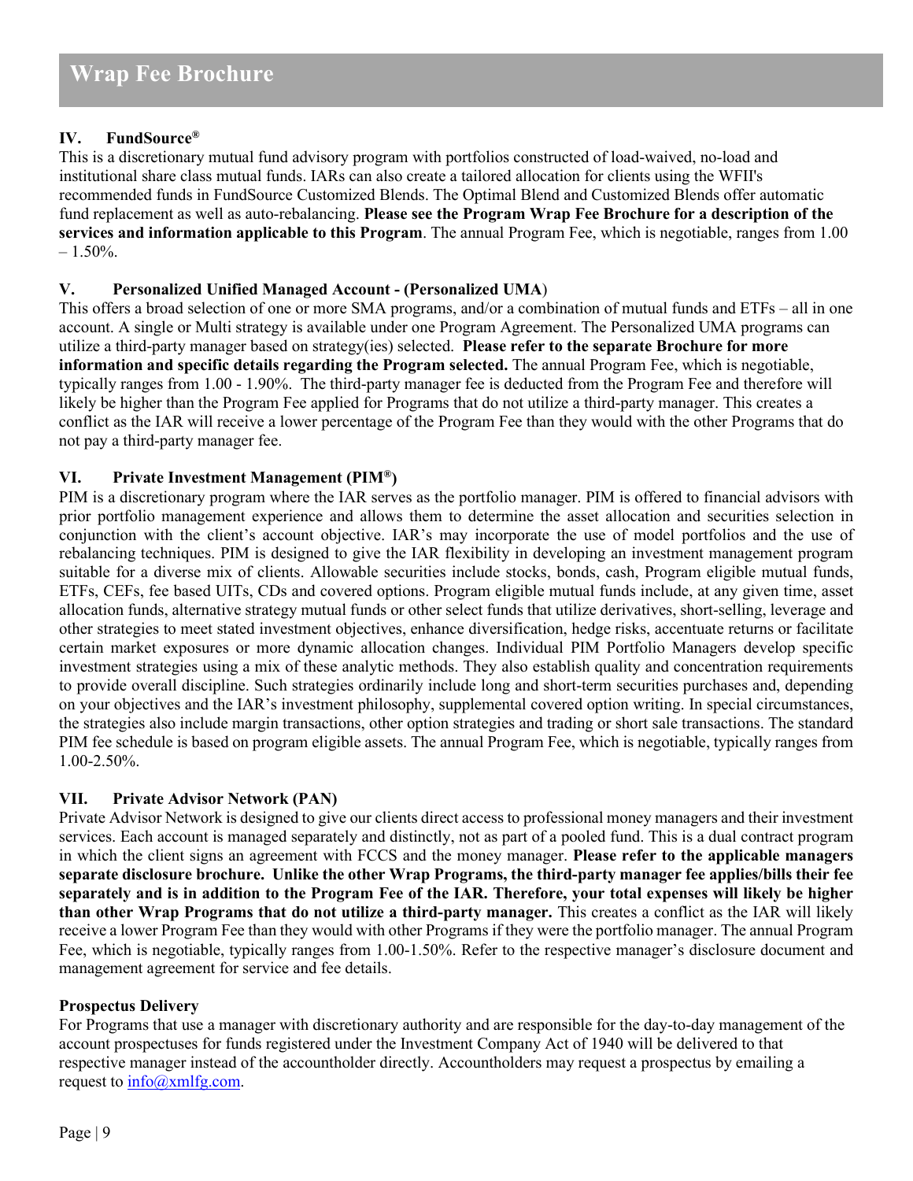## IV. FundSource®

This is a discretionary mutual fund advisory program with portfolios constructed of load-waived, no-load and institutional share class mutual funds. IARs can also create a tailored allocation for clients using the WFII's recommended funds in FundSource Customized Blends. The Optimal Blend and Customized Blends offer automatic fund replacement as well as auto-rebalancing. **Please see the Program Wrap Fee Brochure for a description of the services and information applicable to this Program**. The annual Program Fee, which is negotiable, ranges from 1.00 – 1.50%.

## V. Personalized Unified Managed Account - (Personalized UMA)

This offers a broad selection of one or more SMA programs, and/or a combination of mutual funds and ETFs – all in one account. A single or Multi strategy is available under one Program Agreement. The Personalized UMA programs can utilize a third-party manager based on strategy(ies) selected. **Please refer to the separate Brochure for more information and specific details regarding the Program selected.** The annual Program Fee, which is negotiable, typically ranges from 1.00 - 1.90%. The third-party manager fee is deducted from the Program Fee and therefore will likely be higher than the Program Fee applied for Programs that do not utilize a third-party manager. This creates a conflict as the IAR will receive a lower percentage of the Program Fee than they would with the other Programs that do not pay a third-party manager fee.

## VI. Private Investment Management (PIM®)

PIM is a discretionary program where the IAR serves as the portfolio manager. PIM is offered to financial advisors with prior portfolio management experience and allows them to determine the asset allocation and securities selection in conjunction with the client's account objective. IAR's may incorporate the use of model portfolios and the use of rebalancing techniques. PIM is designed to give the IAR flexibility in developing an investment management program suitable for a diverse mix of clients. Allowable securities include stocks, bonds, cash, Program eligible mutual funds, ETFs, CEFs, fee based UITs, CDs and covered options. Program eligible mutual funds include, at any given time, asset allocation funds, alternative strategy mutual funds or other select funds that utilize derivatives, short-selling, leverage and other strategies to meet stated investment objectives, enhance diversification, hedge risks, accentuate returns or facilitate certain market exposures or more dynamic allocation changes. Individual PIM Portfolio Managers develop specific investment strategies using a mix of these analytic methods. They also establish quality and concentration requirements to provide overall discipline. Such strategies ordinarily include long and short-term securities purchases and, depending on your objectives and the IAR's investment philosophy, supplemental covered option writing. In special circumstances, the strategies also include margin transactions, other option strategies and trading or short sale transactions. The standard PIM fee schedule is based on program eligible assets. The annual Program Fee, which is negotiable, typically ranges from 1.00-2.50%.

## VII. Private Advisor Network (PAN)

Private Advisor Network is designed to give our clients direct access to professional money managers and their investment services. Each account is managed separately and distinctly, not as part of a pooled fund. This is a dual contract program in which the client signs an agreement with FCCS and the money manager. **Please refer to the applicable managers separate disclosure brochure. Unlike the other Wrap Programs, the third-party manager fee applies/bills their fee separately and is in addition to the Program Fee of the IAR. Therefore, your total expenses will likely be higher than other Wrap Programs that do not utilize a third-party manager.** This creates a conflict as the IAR will likely receive a lower Program Fee than they would with other Programs if they were the portfolio manager. The annual Program Fee, which is negotiable, typically ranges from 1.00-1.50%. Refer to the respective manager's disclosure document and management agreement for service and fee details.

**Prospectus Delivery**

For Programs that use a manager with discretionary authority and are responsible for the day-to-day management of the account prospectuses for funds registered under the Investment Company Act of 1940 will be delivered to that respective manager instead of the accountholder directly. Accountholders may request a prospectus by emailing a request to info@xmlfg.com.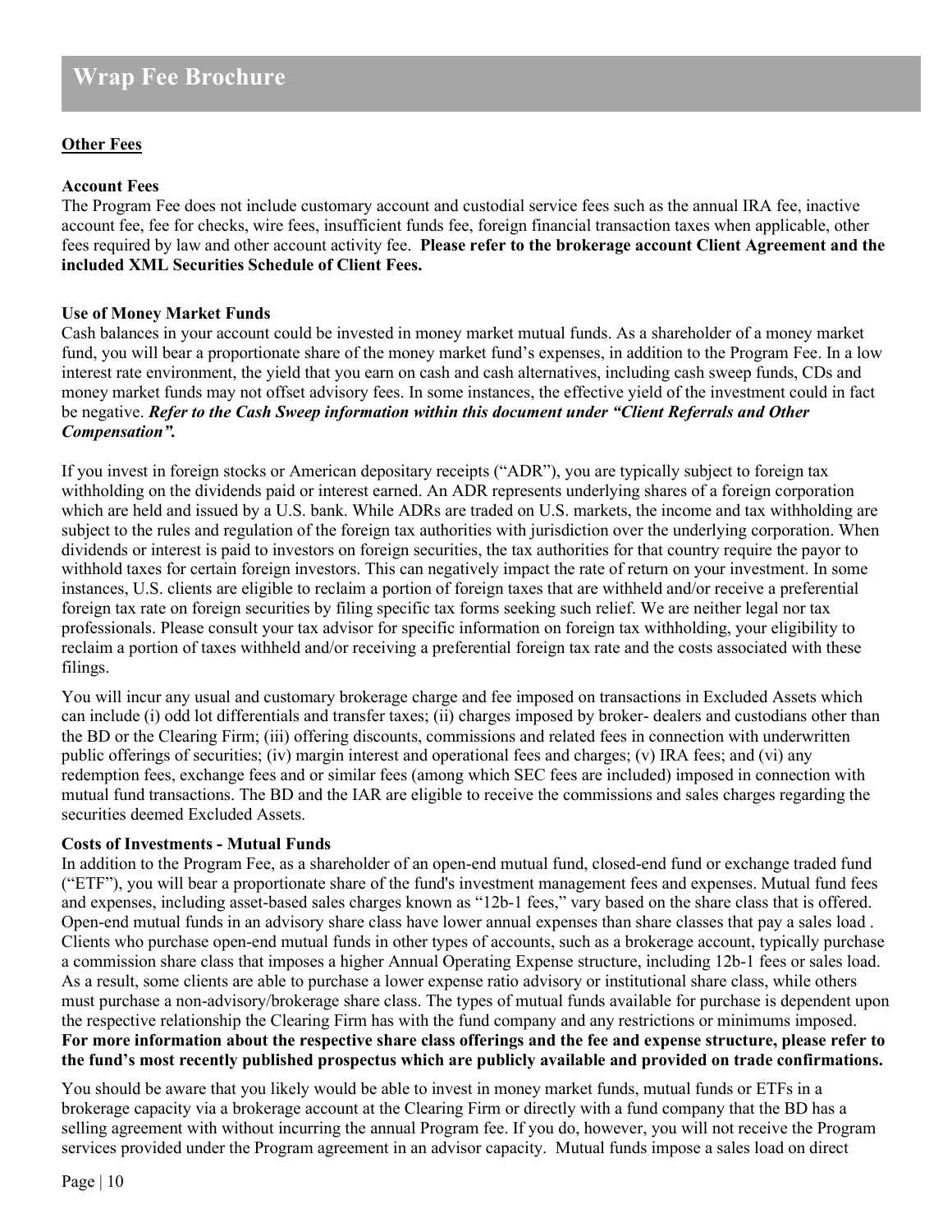## Other Fees

**Account Fees**
The Program Fee does not include customary account and custodial service fees such as the annual IRA fee, inactive account fee, fee for checks, wire fees, insufficient funds fee, foreign financial transaction taxes when applicable, other fees required by law and other account activity fee. **Please refer to the brokerage account Client Agreement and the included XML Securities Schedule of Client Fees.**

**Use of Money Market Funds**
Cash balances in your account could be invested in money market mutual funds. As a shareholder of a money market fund, you will bear a proportionate share of the money market fund's expenses, in addition to the Program Fee. In a low interest rate environment, the yield that you earn on cash and cash alternatives, including cash sweep funds, CDs and money market funds may not offset advisory fees. In some instances, the effective yield of the investment could in fact be negative. ***Refer to the Cash Sweep information within this document under "Client Referrals and Other Compensation".***

If you invest in foreign stocks or American depositary receipts ("ADR"), you are typically subject to foreign tax withholding on the dividends paid or interest earned. An ADR represents underlying shares of a foreign corporation which are held and issued by a U.S. bank. While ADRs are traded on U.S. markets, the income and tax withholding are subject to the rules and regulation of the foreign tax authorities with jurisdiction over the underlying corporation. When dividends or interest is paid to investors on foreign securities, the tax authorities for that country require the payor to withhold taxes for certain foreign investors. This can negatively impact the rate of return on your investment. In some instances, U.S. clients are eligible to reclaim a portion of foreign taxes that are withheld and/or receive a preferential foreign tax rate on foreign securities by filing specific tax forms seeking such relief. We are neither legal nor tax professionals. Please consult your tax advisor for specific information on foreign tax withholding, your eligibility to reclaim a portion of taxes withheld and/or receiving a preferential foreign tax rate and the costs associated with these filings.

You will incur any usual and customary brokerage charge and fee imposed on transactions in Excluded Assets which can include (i) odd lot differentials and transfer taxes; (ii) charges imposed by broker- dealers and custodians other than the BD or the Clearing Firm; (iii) offering discounts, commissions and related fees in connection with underwritten public offerings of securities; (iv) margin interest and operational fees and charges; (v) IRA fees; and (vi) any redemption fees, exchange fees and or similar fees (among which SEC fees are included) imposed in connection with mutual fund transactions. The BD and the IAR are eligible to receive the commissions and sales charges regarding the securities deemed Excluded Assets.

**Costs of Investments - Mutual Funds**
In addition to the Program Fee, as a shareholder of an open-end mutual fund, closed-end fund or exchange traded fund ("ETF"), you will bear a proportionate share of the fund's investment management fees and expenses. Mutual fund fees and expenses, including asset-based sales charges known as "12b-1 fees," vary based on the share class that is offered. Open-end mutual funds in an advisory share class have lower annual expenses than share classes that pay a sales load . Clients who purchase open-end mutual funds in other types of accounts, such as a brokerage account, typically purchase a commission share class that imposes a higher Annual Operating Expense structure, including 12b-1 fees or sales load. As a result, some clients are able to purchase a lower expense ratio advisory or institutional share class, while others must purchase a non-advisory/brokerage share class. The types of mutual funds available for purchase is dependent upon the respective relationship the Clearing Firm has with the fund company and any restrictions or minimums imposed. **For more information about the respective share class offerings and the fee and expense structure, please refer to the fund's most recently published prospectus which are publicly available and provided on trade confirmations.**

You should be aware that you likely would be able to invest in money market funds, mutual funds or ETFs in a brokerage capacity via a brokerage account at the Clearing Firm or directly with a fund company that the BD has a selling agreement with without incurring the annual Program fee. If you do, however, you will not receive the Program services provided under the Program agreement in an advisor capacity. Mutual funds impose a sales load on direct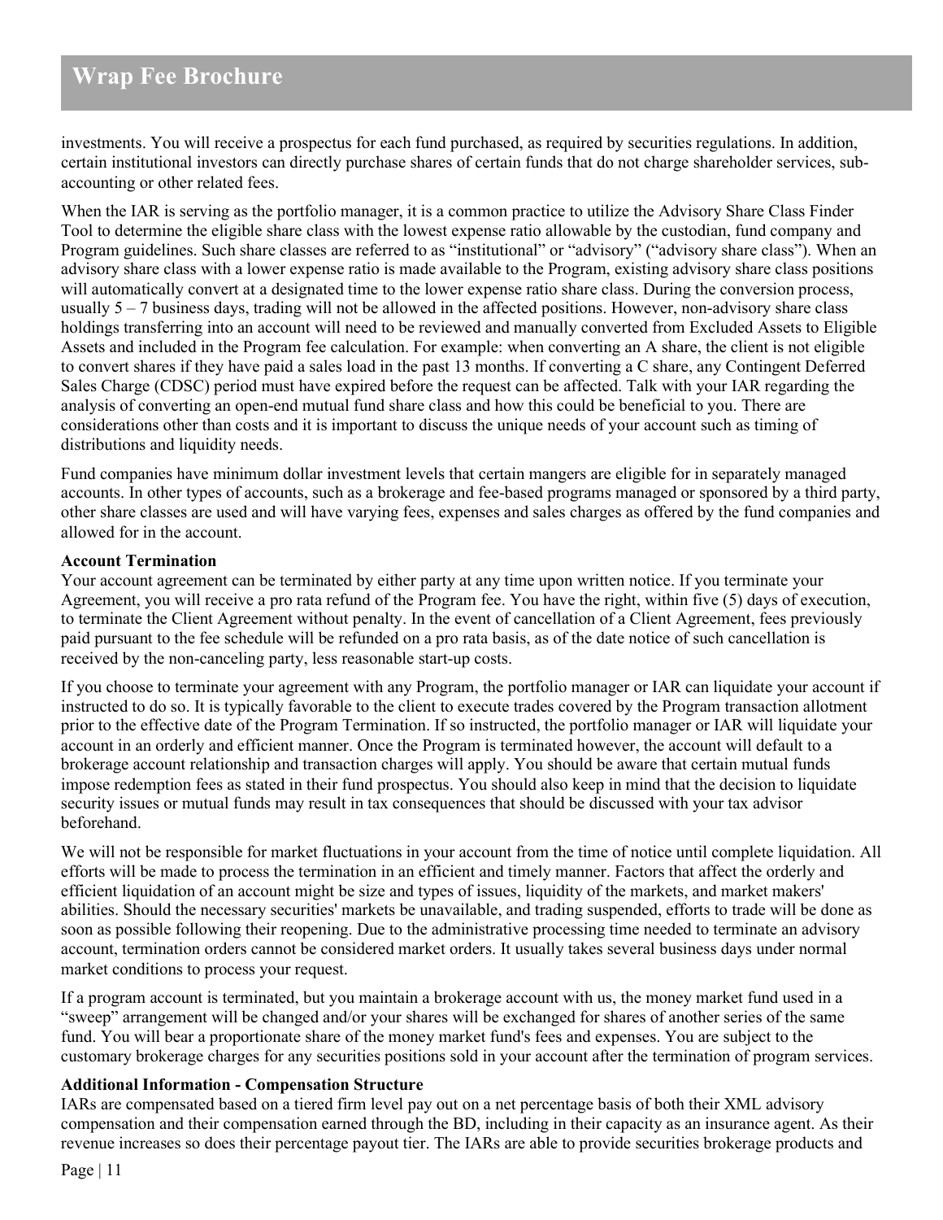investments. You will receive a prospectus for each fund purchased, as required by securities regulations. In addition, certain institutional investors can directly purchase shares of certain funds that do not charge shareholder services, sub-accounting or other related fees.

When the IAR is serving as the portfolio manager, it is a common practice to utilize the Advisory Share Class Finder Tool to determine the eligible share class with the lowest expense ratio allowable by the custodian, fund company and Program guidelines. Such share classes are referred to as "institutional" or "advisory" ("advisory share class"). When an advisory share class with a lower expense ratio is made available to the Program, existing advisory share class positions will automatically convert at a designated time to the lower expense ratio share class. During the conversion process, usually 5 – 7 business days, trading will not be allowed in the affected positions. However, non-advisory share class holdings transferring into an account will need to be reviewed and manually converted from Excluded Assets to Eligible Assets and included in the Program fee calculation. For example: when converting an A share, the client is not eligible to convert shares if they have paid a sales load in the past 13 months. If converting a C share, any Contingent Deferred Sales Charge (CDSC) period must have expired before the request can be affected. Talk with your IAR regarding the analysis of converting an open-end mutual fund share class and how this could be beneficial to you. There are considerations other than costs and it is important to discuss the unique needs of your account such as timing of distributions and liquidity needs.

Fund companies have minimum dollar investment levels that certain mangers are eligible for in separately managed accounts. In other types of accounts, such as a brokerage and fee-based programs managed or sponsored by a third party, other share classes are used and will have varying fees, expenses and sales charges as offered by the fund companies and allowed for in the account.

**Account Termination**

Your account agreement can be terminated by either party at any time upon written notice. If you terminate your Agreement, you will receive a pro rata refund of the Program fee. You have the right, within five (5) days of execution, to terminate the Client Agreement without penalty. In the event of cancellation of a Client Agreement, fees previously paid pursuant to the fee schedule will be refunded on a pro rata basis, as of the date notice of such cancellation is received by the non-canceling party, less reasonable start-up costs.

If you choose to terminate your agreement with any Program, the portfolio manager or IAR can liquidate your account if instructed to do so. It is typically favorable to the client to execute trades covered by the Program transaction allotment prior to the effective date of the Program Termination. If so instructed, the portfolio manager or IAR will liquidate your account in an orderly and efficient manner. Once the Program is terminated however, the account will default to a brokerage account relationship and transaction charges will apply. You should be aware that certain mutual funds impose redemption fees as stated in their fund prospectus. You should also keep in mind that the decision to liquidate security issues or mutual funds may result in tax consequences that should be discussed with your tax advisor beforehand.

We will not be responsible for market fluctuations in your account from the time of notice until complete liquidation. All efforts will be made to process the termination in an efficient and timely manner. Factors that affect the orderly and efficient liquidation of an account might be size and types of issues, liquidity of the markets, and market makers' abilities. Should the necessary securities' markets be unavailable, and trading suspended, efforts to trade will be done as soon as possible following their reopening. Due to the administrative processing time needed to terminate an advisory account, termination orders cannot be considered market orders. It usually takes several business days under normal market conditions to process your request.

If a program account is terminated, but you maintain a brokerage account with us, the money market fund used in a "sweep" arrangement will be changed and/or your shares will be exchanged for shares of another series of the same fund. You will bear a proportionate share of the money market fund's fees and expenses. You are subject to the customary brokerage charges for any securities positions sold in your account after the termination of program services.

**Additional Information - Compensation Structure**

IARs are compensated based on a tiered firm level pay out on a net percentage basis of both their XML advisory compensation and their compensation earned through the BD, including in their capacity as an insurance agent. As their revenue increases so does their percentage payout tier. The IARs are able to provide securities brokerage products and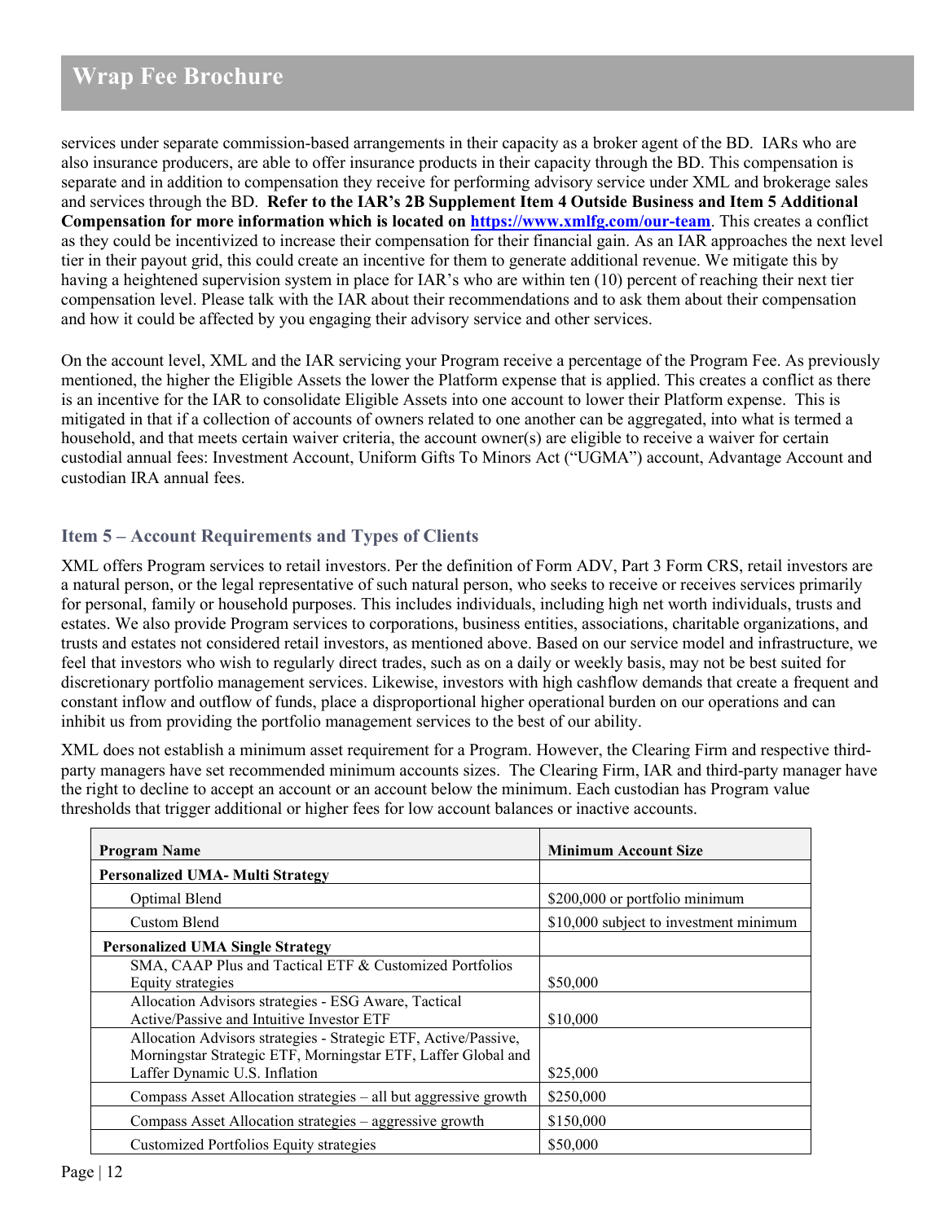services under separate commission-based arrangements in their capacity as a broker agent of the BD. IARs who are also insurance producers, are able to offer insurance products in their capacity through the BD. This compensation is separate and in addition to compensation they receive for performing advisory service under XML and brokerage sales and services through the BD. **Refer to the IAR's 2B Supplement Item 4 Outside Business and Item 5 Additional Compensation for more information which is located on [https://www.xmlfg.com/our-team](https://www.xmlfg.com/our-team)**. This creates a conflict as they could be incentivized to increase their compensation for their financial gain. As an IAR approaches the next level tier in their payout grid, this could create an incentive for them to generate additional revenue. We mitigate this by having a heightened supervision system in place for IAR's who are within ten (10) percent of reaching their next tier compensation level. Please talk with the IAR about their recommendations and to ask them about their compensation and how it could be affected by you engaging their advisory service and other services.

On the account level, XML and the IAR servicing your Program receive a percentage of the Program Fee. As previously mentioned, the higher the Eligible Assets the lower the Platform expense that is applied. This creates a conflict as there is an incentive for the IAR to consolidate Eligible Assets into one account to lower their Platform expense. This is mitigated in that if a collection of accounts of owners related to one another can be aggregated, into what is termed a household, and that meets certain waiver criteria, the account owner(s) are eligible to receive a waiver for certain custodial annual fees: Investment Account, Uniform Gifts To Minors Act ("UGMA") account, Advantage Account and custodian IRA annual fees.

## Item 5 – Account Requirements and Types of Clients

XML offers Program services to retail investors. Per the definition of Form ADV, Part 3 Form CRS, retail investors are a natural person, or the legal representative of such natural person, who seeks to receive or receives services primarily for personal, family or household purposes. This includes individuals, including high net worth individuals, trusts and estates. We also provide Program services to corporations, business entities, associations, charitable organizations, and trusts and estates not considered retail investors, as mentioned above. Based on our service model and infrastructure, we feel that investors who wish to regularly direct trades, such as on a daily or weekly basis, may not be best suited for discretionary portfolio management services. Likewise, investors with high cashflow demands that create a frequent and constant inflow and outflow of funds, place a disproportional higher operational burden on our operations and can inhibit us from providing the portfolio management services to the best of our ability.

XML does not establish a minimum asset requirement for a Program. However, the Clearing Firm and respective third-party managers have set recommended minimum accounts sizes. The Clearing Firm, IAR and third-party manager have the right to decline to accept an account or an account below the minimum. Each custodian has Program value thresholds that trigger additional or higher fees for low account balances or inactive accounts.

| Program Name | Minimum Account Size |
|---|---|
| **Personalized UMA- Multi Strategy** | |
| Optimal Blend | $200,000 or portfolio minimum |
| Custom Blend | $10,000 subject to investment minimum |
| **Personalized UMA Single Strategy** | |
| SMA, CAAP Plus and Tactical ETF & Customized Portfolios Equity strategies | $50,000 |
| Allocation Advisors strategies - ESG Aware, Tactical Active/Passive and Intuitive Investor ETF | $10,000 |
| Allocation Advisors strategies - Strategic ETF, Active/Passive, Morningstar Strategic ETF, Morningstar ETF, Laffer Global and Laffer Dynamic U.S. Inflation | $25,000 |
| Compass Asset Allocation strategies – all but aggressive growth | $250,000 |
| Compass Asset Allocation strategies – aggressive growth | $150,000 |
| Customized Portfolios Equity strategies | $50,000 |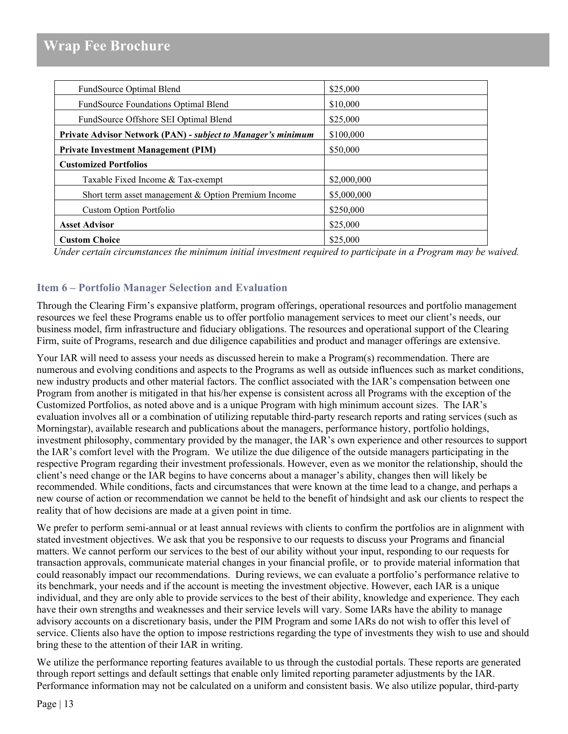| | |
|---|---|
| FundSource Optimal Blend | $25,000 |
| FundSource Foundations Optimal Blend | $10,000 |
| FundSource Offshore SEI Optimal Blend | $25,000 |
| **Private Advisor Network (PAN) -** ***subject to Manager's minimum*** | $100,000 |
| **Private Investment Management (PIM)** | $50,000 |
| **Customized Portfolios** | |
| Taxable Fixed Income & Tax-exempt | $2,000,000 |
| Short term asset management & Option Premium Income | $5,000,000 |
| Custom Option Portfolio | $250,000 |
| **Asset Advisor** | $25,000 |
| **Custom Choice** | $25,000 |

*Under certain circumstances the minimum initial investment required to participate in a Program may be waived.*

### Item 6 – Portfolio Manager Selection and Evaluation

Through the Clearing Firm's expansive platform, program offerings, operational resources and portfolio management resources we feel these Programs enable us to offer portfolio management services to meet our client's needs, our business model, firm infrastructure and fiduciary obligations. The resources and operational support of the Clearing Firm, suite of Programs, research and due diligence capabilities and product and manager offerings are extensive.

Your IAR will need to assess your needs as discussed herein to make a Program(s) recommendation. There are numerous and evolving conditions and aspects to the Programs as well as outside influences such as market conditions, new industry products and other material factors. The conflict associated with the IAR's compensation between one Program from another is mitigated in that his/her expense is consistent across all Programs with the exception of the Customized Portfolios, as noted above and is a unique Program with high minimum account sizes. The IAR's evaluation involves all or a combination of utilizing reputable third-party research reports and rating services (such as Morningstar), available research and publications about the managers, performance history, portfolio holdings, investment philosophy, commentary provided by the manager, the IAR's own experience and other resources to support the IAR's comfort level with the Program. We utilize the due diligence of the outside managers participating in the respective Program regarding their investment professionals. However, even as we monitor the relationship, should the client's need change or the IAR begins to have concerns about a manager's ability, changes then will likely be recommended. While conditions, facts and circumstances that were known at the time lead to a change, and perhaps a new course of action or recommendation we cannot be held to the benefit of hindsight and ask our clients to respect the reality that of how decisions are made at a given point in time.

We prefer to perform semi-annual or at least annual reviews with clients to confirm the portfolios are in alignment with stated investment objectives. We ask that you be responsive to our requests to discuss your Programs and financial matters. We cannot perform our services to the best of our ability without your input, responding to our requests for transaction approvals, communicate material changes in your financial profile, or to provide material information that could reasonably impact our recommendations. During reviews, we can evaluate a portfolio's performance relative to its benchmark, your needs and if the account is meeting the investment objective. However, each IAR is a unique individual, and they are only able to provide services to the best of their ability, knowledge and experience. They each have their own strengths and weaknesses and their service levels will vary. Some IARs have the ability to manage advisory accounts on a discretionary basis, under the PIM Program and some IARs do not wish to offer this level of service. Clients also have the option to impose restrictions regarding the type of investments they wish to use and should bring these to the attention of their IAR in writing.

We utilize the performance reporting features available to us through the custodial portals. These reports are generated through report settings and default settings that enable only limited reporting parameter adjustments by the IAR. Performance information may not be calculated on a uniform and consistent basis. We also utilize popular, third-party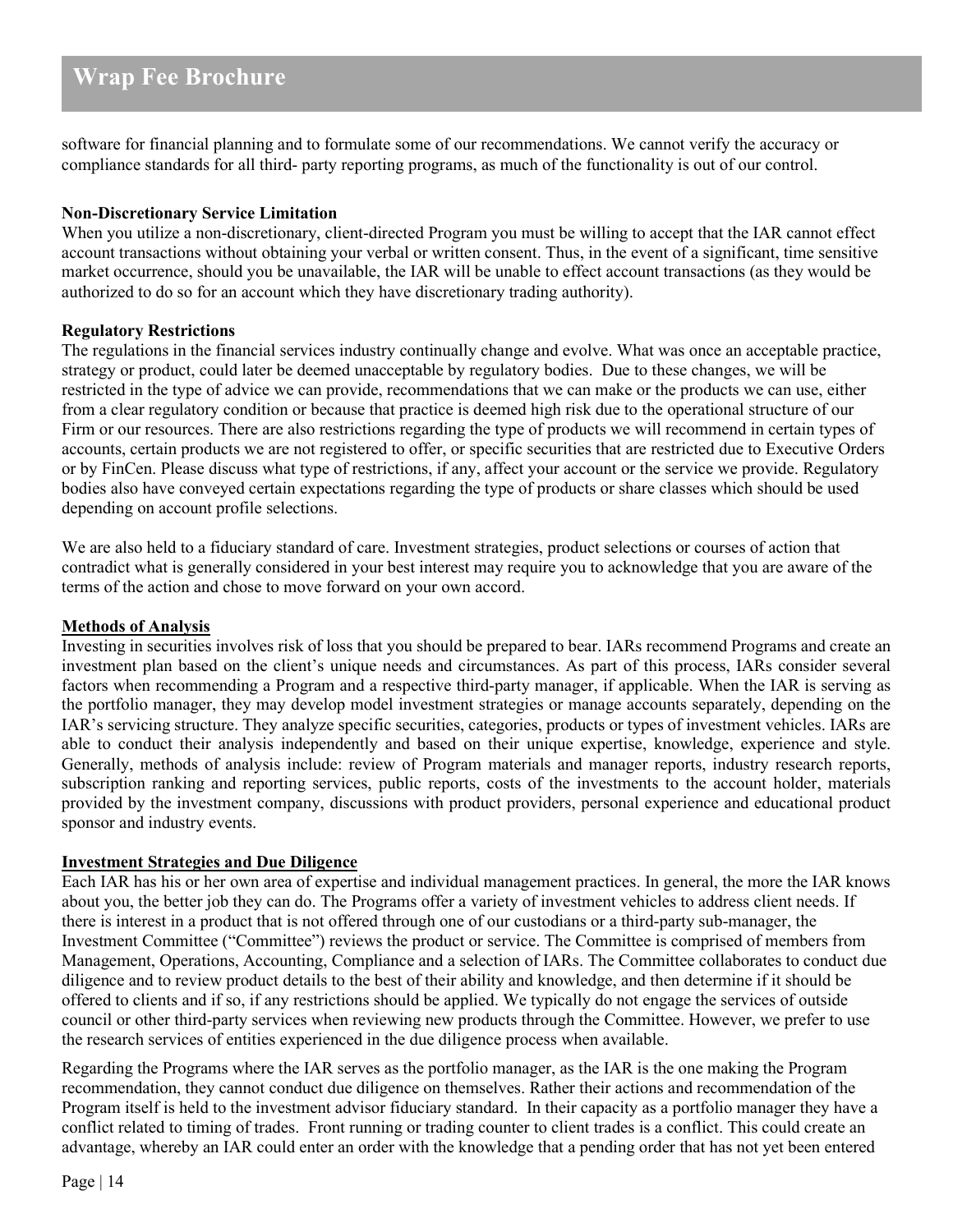software for financial planning and to formulate some of our recommendations. We cannot verify the accuracy or compliance standards for all third- party reporting programs, as much of the functionality is out of our control.

**Non-Discretionary Service Limitation**

When you utilize a non-discretionary, client-directed Program you must be willing to accept that the IAR cannot effect account transactions without obtaining your verbal or written consent. Thus, in the event of a significant, time sensitive market occurrence, should you be unavailable, the IAR will be unable to effect account transactions (as they would be authorized to do so for an account which they have discretionary trading authority).

**Regulatory Restrictions**

The regulations in the financial services industry continually change and evolve. What was once an acceptable practice, strategy or product, could later be deemed unacceptable by regulatory bodies. Due to these changes, we will be restricted in the type of advice we can provide, recommendations that we can make or the products we can use, either from a clear regulatory condition or because that practice is deemed high risk due to the operational structure of our Firm or our resources. There are also restrictions regarding the type of products we will recommend in certain types of accounts, certain products we are not registered to offer, or specific securities that are restricted due to Executive Orders or by FinCen. Please discuss what type of restrictions, if any, affect your account or the service we provide. Regulatory bodies also have conveyed certain expectations regarding the type of products or share classes which should be used depending on account profile selections.

We are also held to a fiduciary standard of care. Investment strategies, product selections or courses of action that contradict what is generally considered in your best interest may require you to acknowledge that you are aware of the terms of the action and chose to move forward on your own accord.

## Methods of Analysis

Investing in securities involves risk of loss that you should be prepared to bear. IARs recommend Programs and create an investment plan based on the client's unique needs and circumstances. As part of this process, IARs consider several factors when recommending a Program and a respective third-party manager, if applicable. When the IAR is serving as the portfolio manager, they may develop model investment strategies or manage accounts separately, depending on the IAR's servicing structure. They analyze specific securities, categories, products or types of investment vehicles. IARs are able to conduct their analysis independently and based on their unique expertise, knowledge, experience and style. Generally, methods of analysis include: review of Program materials and manager reports, industry research reports, subscription ranking and reporting services, public reports, costs of the investments to the account holder, materials provided by the investment company, discussions with product providers, personal experience and educational product sponsor and industry events.

## Investment Strategies and Due Diligence

Each IAR has his or her own area of expertise and individual management practices. In general, the more the IAR knows about you, the better job they can do. The Programs offer a variety of investment vehicles to address client needs. If there is interest in a product that is not offered through one of our custodians or a third-party sub-manager, the Investment Committee ("Committee") reviews the product or service. The Committee is comprised of members from Management, Operations, Accounting, Compliance and a selection of IARs. The Committee collaborates to conduct due diligence and to review product details to the best of their ability and knowledge, and then determine if it should be offered to clients and if so, if any restrictions should be applied. We typically do not engage the services of outside council or other third-party services when reviewing new products through the Committee. However, we prefer to use the research services of entities experienced in the due diligence process when available.

Regarding the Programs where the IAR serves as the portfolio manager, as the IAR is the one making the Program recommendation, they cannot conduct due diligence on themselves. Rather their actions and recommendation of the Program itself is held to the investment advisor fiduciary standard. In their capacity as a portfolio manager they have a conflict related to timing of trades. Front running or trading counter to client trades is a conflict. This could create an advantage, whereby an IAR could enter an order with the knowledge that a pending order that has not yet been entered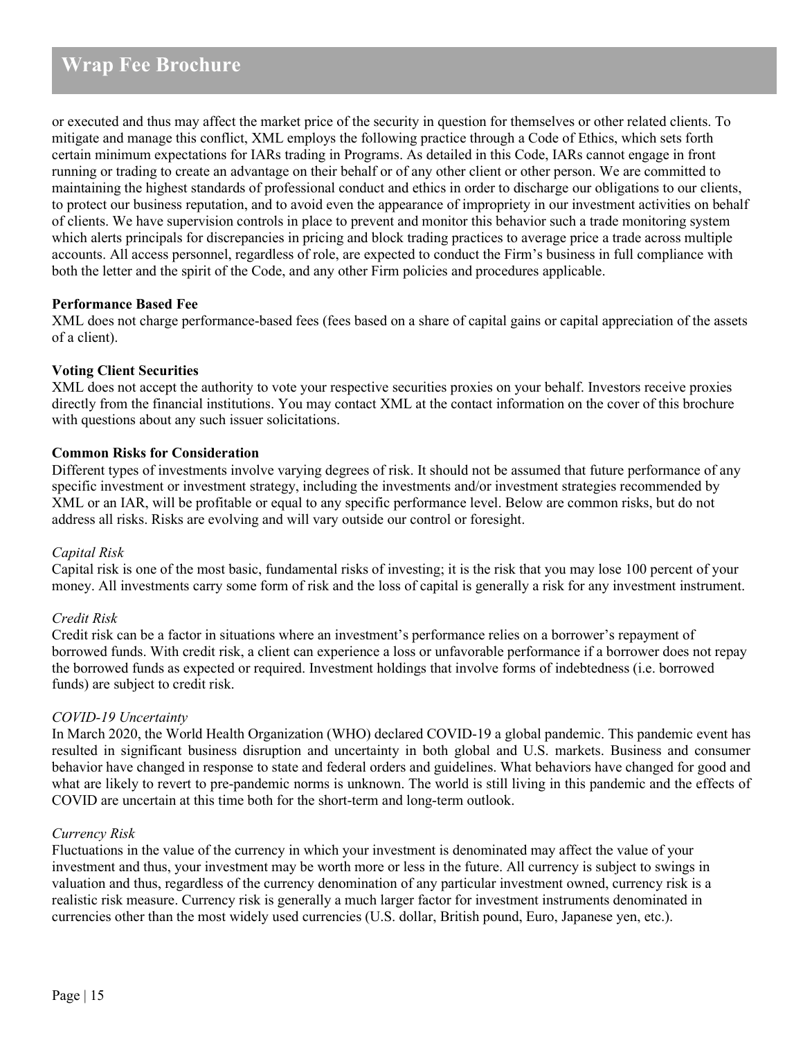or executed and thus may affect the market price of the security in question for themselves or other related clients. To mitigate and manage this conflict, XML employs the following practice through a Code of Ethics, which sets forth certain minimum expectations for IARs trading in Programs. As detailed in this Code, IARs cannot engage in front running or trading to create an advantage on their behalf or of any other client or other person. We are committed to maintaining the highest standards of professional conduct and ethics in order to discharge our obligations to our clients, to protect our business reputation, and to avoid even the appearance of impropriety in our investment activities on behalf of clients. We have supervision controls in place to prevent and monitor this behavior such a trade monitoring system which alerts principals for discrepancies in pricing and block trading practices to average price a trade across multiple accounts. All access personnel, regardless of role, are expected to conduct the Firm's business in full compliance with both the letter and the spirit of the Code, and any other Firm policies and procedures applicable.

**Performance Based Fee**

XML does not charge performance-based fees (fees based on a share of capital gains or capital appreciation of the assets of a client).

**Voting Client Securities**

XML does not accept the authority to vote your respective securities proxies on your behalf. Investors receive proxies directly from the financial institutions. You may contact XML at the contact information on the cover of this brochure with questions about any such issuer solicitations.

**Common Risks for Consideration**

Different types of investments involve varying degrees of risk. It should not be assumed that future performance of any specific investment or investment strategy, including the investments and/or investment strategies recommended by XML or an IAR, will be profitable or equal to any specific performance level. Below are common risks, but do not address all risks. Risks are evolving and will vary outside our control or foresight.

*Capital Risk*

Capital risk is one of the most basic, fundamental risks of investing; it is the risk that you may lose 100 percent of your money. All investments carry some form of risk and the loss of capital is generally a risk for any investment instrument.

*Credit Risk*

Credit risk can be a factor in situations where an investment's performance relies on a borrower's repayment of borrowed funds. With credit risk, a client can experience a loss or unfavorable performance if a borrower does not repay the borrowed funds as expected or required. Investment holdings that involve forms of indebtedness (i.e. borrowed funds) are subject to credit risk.

*COVID-19 Uncertainty*

In March 2020, the World Health Organization (WHO) declared COVID-19 a global pandemic. This pandemic event has resulted in significant business disruption and uncertainty in both global and U.S. markets. Business and consumer behavior have changed in response to state and federal orders and guidelines. What behaviors have changed for good and what are likely to revert to pre-pandemic norms is unknown. The world is still living in this pandemic and the effects of COVID are uncertain at this time both for the short-term and long-term outlook.

*Currency Risk*

Fluctuations in the value of the currency in which your investment is denominated may affect the value of your investment and thus, your investment may be worth more or less in the future. All currency is subject to swings in valuation and thus, regardless of the currency denomination of any particular investment owned, currency risk is a realistic risk measure. Currency risk is generally a much larger factor for investment instruments denominated in currencies other than the most widely used currencies (U.S. dollar, British pound, Euro, Japanese yen, etc.).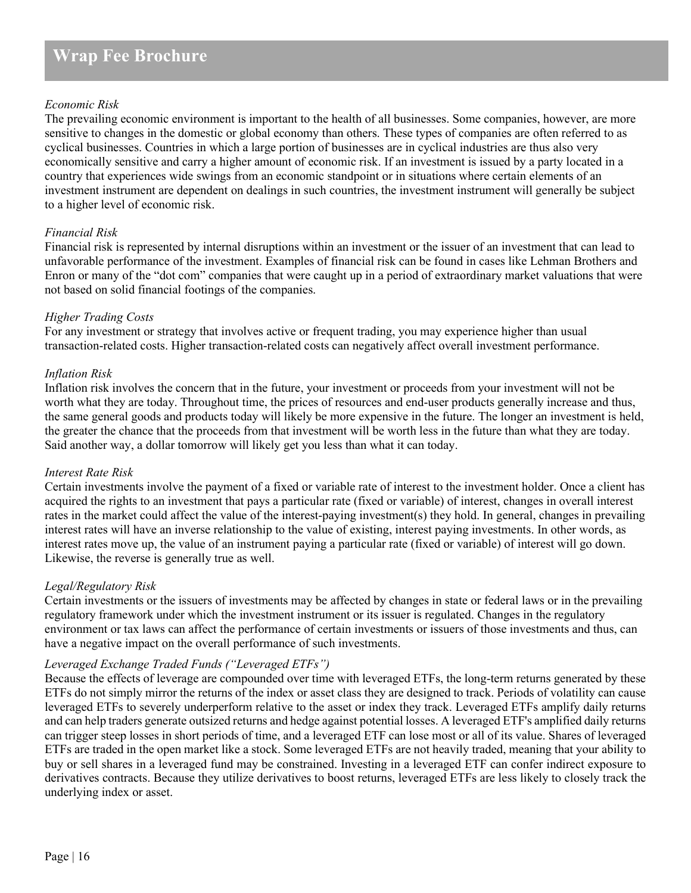*Economic Risk*

The prevailing economic environment is important to the health of all businesses. Some companies, however, are more sensitive to changes in the domestic or global economy than others. These types of companies are often referred to as cyclical businesses. Countries in which a large portion of businesses are in cyclical industries are thus also very economically sensitive and carry a higher amount of economic risk. If an investment is issued by a party located in a country that experiences wide swings from an economic standpoint or in situations where certain elements of an investment instrument are dependent on dealings in such countries, the investment instrument will generally be subject to a higher level of economic risk.

*Financial Risk*

Financial risk is represented by internal disruptions within an investment or the issuer of an investment that can lead to unfavorable performance of the investment. Examples of financial risk can be found in cases like Lehman Brothers and Enron or many of the "dot com" companies that were caught up in a period of extraordinary market valuations that were not based on solid financial footings of the companies.

*Higher Trading Costs*

For any investment or strategy that involves active or frequent trading, you may experience higher than usual transaction-related costs. Higher transaction-related costs can negatively affect overall investment performance.

*Inflation Risk*

Inflation risk involves the concern that in the future, your investment or proceeds from your investment will not be worth what they are today. Throughout time, the prices of resources and end-user products generally increase and thus, the same general goods and products today will likely be more expensive in the future. The longer an investment is held, the greater the chance that the proceeds from that investment will be worth less in the future than what they are today. Said another way, a dollar tomorrow will likely get you less than what it can today.

*Interest Rate Risk*

Certain investments involve the payment of a fixed or variable rate of interest to the investment holder. Once a client has acquired the rights to an investment that pays a particular rate (fixed or variable) of interest, changes in overall interest rates in the market could affect the value of the interest-paying investment(s) they hold. In general, changes in prevailing interest rates will have an inverse relationship to the value of existing, interest paying investments. In other words, as interest rates move up, the value of an instrument paying a particular rate (fixed or variable) of interest will go down. Likewise, the reverse is generally true as well.

*Legal/Regulatory Risk*

Certain investments or the issuers of investments may be affected by changes in state or federal laws or in the prevailing regulatory framework under which the investment instrument or its issuer is regulated. Changes in the regulatory environment or tax laws can affect the performance of certain investments or issuers of those investments and thus, can have a negative impact on the overall performance of such investments.

*Leveraged Exchange Traded Funds ("Leveraged ETFs")*

Because the effects of leverage are compounded over time with leveraged ETFs, the long-term returns generated by these ETFs do not simply mirror the returns of the index or asset class they are designed to track. Periods of volatility can cause leveraged ETFs to severely underperform relative to the asset or index they track. Leveraged ETFs amplify daily returns and can help traders generate outsized returns and hedge against potential losses. A leveraged ETF's amplified daily returns can trigger steep losses in short periods of time, and a leveraged ETF can lose most or all of its value. Shares of leveraged ETFs are traded in the open market like a stock. Some leveraged ETFs are not heavily traded, meaning that your ability to buy or sell shares in a leveraged fund may be constrained. Investing in a leveraged ETF can confer indirect exposure to derivatives contracts. Because they utilize derivatives to boost returns, leveraged ETFs are less likely to closely track the underlying index or asset.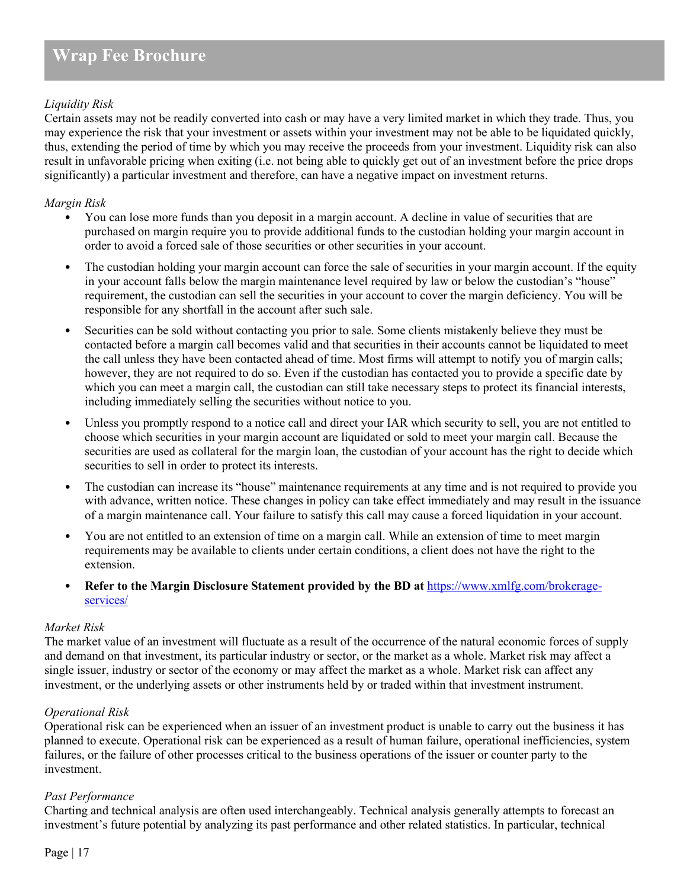*Liquidity Risk*
Certain assets may not be readily converted into cash or may have a very limited market in which they trade. Thus, you may experience the risk that your investment or assets within your investment may not be able to be liquidated quickly, thus, extending the period of time by which you may receive the proceeds from your investment. Liquidity risk can also result in unfavorable pricing when exiting (i.e. not being able to quickly get out of an investment before the price drops significantly) a particular investment and therefore, can have a negative impact on investment returns.

*Margin Risk*

- You can lose more funds than you deposit in a margin account. A decline in value of securities that are purchased on margin require you to provide additional funds to the custodian holding your margin account in order to avoid a forced sale of those securities or other securities in your account.
- The custodian holding your margin account can force the sale of securities in your margin account. If the equity in your account falls below the margin maintenance level required by law or below the custodian's "house" requirement, the custodian can sell the securities in your account to cover the margin deficiency. You will be responsible for any shortfall in the account after such sale.
- Securities can be sold without contacting you prior to sale. Some clients mistakenly believe they must be contacted before a margin call becomes valid and that securities in their accounts cannot be liquidated to meet the call unless they have been contacted ahead of time. Most firms will attempt to notify you of margin calls; however, they are not required to do so. Even if the custodian has contacted you to provide a specific date by which you can meet a margin call, the custodian can still take necessary steps to protect its financial interests, including immediately selling the securities without notice to you.
- Unless you promptly respond to a notice call and direct your IAR which security to sell, you are not entitled to choose which securities in your margin account are liquidated or sold to meet your margin call. Because the securities are used as collateral for the margin loan, the custodian of your account has the right to decide which securities to sell in order to protect its interests.
- The custodian can increase its "house" maintenance requirements at any time and is not required to provide you with advance, written notice. These changes in policy can take effect immediately and may result in the issuance of a margin maintenance call. Your failure to satisfy this call may cause a forced liquidation in your account.
- You are not entitled to an extension of time on a margin call. While an extension of time to meet margin requirements may be available to clients under certain conditions, a client does not have the right to the extension.
- **Refer to the Margin Disclosure Statement provided by the BD at** https://www.xmlfg.com/brokerage-services/

*Market Risk*
The market value of an investment will fluctuate as a result of the occurrence of the natural economic forces of supply and demand on that investment, its particular industry or sector, or the market as a whole. Market risk may affect a single issuer, industry or sector of the economy or may affect the market as a whole. Market risk can affect any investment, or the underlying assets or other instruments held by or traded within that investment instrument.

*Operational Risk*
Operational risk can be experienced when an issuer of an investment product is unable to carry out the business it has planned to execute. Operational risk can be experienced as a result of human failure, operational inefficiencies, system failures, or the failure of other processes critical to the business operations of the issuer or counter party to the investment.

*Past Performance*
Charting and technical analysis are often used interchangeably. Technical analysis generally attempts to forecast an investment's future potential by analyzing its past performance and other related statistics. In particular, technical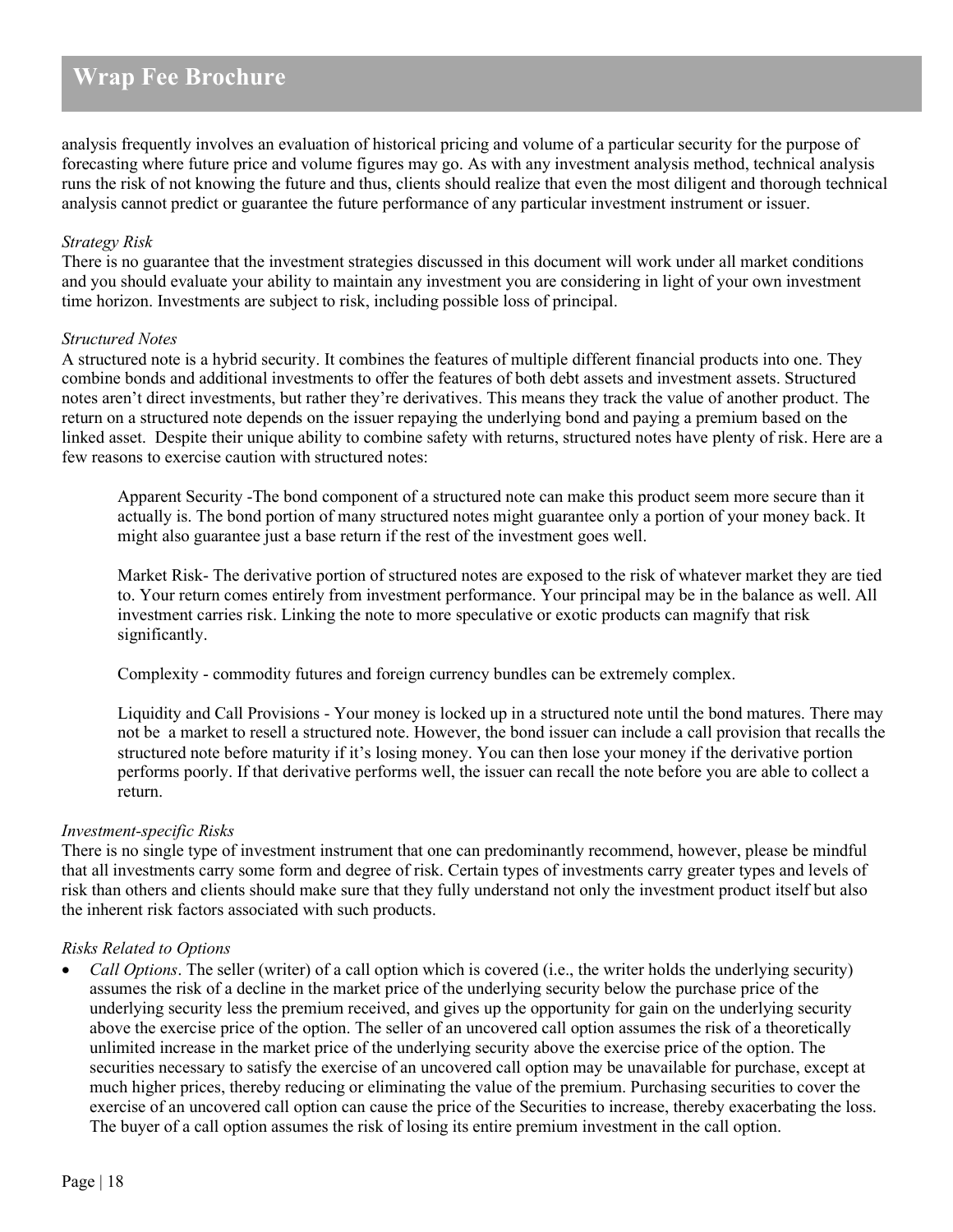analysis frequently involves an evaluation of historical pricing and volume of a particular security for the purpose of forecasting where future price and volume figures may go. As with any investment analysis method, technical analysis runs the risk of not knowing the future and thus, clients should realize that even the most diligent and thorough technical analysis cannot predict or guarantee the future performance of any particular investment instrument or issuer.

*Strategy Risk*
There is no guarantee that the investment strategies discussed in this document will work under all market conditions and you should evaluate your ability to maintain any investment you are considering in light of your own investment time horizon. Investments are subject to risk, including possible loss of principal.

*Structured Notes*
A structured note is a hybrid security. It combines the features of multiple different financial products into one. They combine bonds and additional investments to offer the features of both debt assets and investment assets. Structured notes aren't direct investments, but rather they're derivatives. This means they track the value of another product. The return on a structured note depends on the issuer repaying the underlying bond and paying a premium based on the linked asset. Despite their unique ability to combine safety with returns, structured notes have plenty of risk. Here are a few reasons to exercise caution with structured notes:

> Apparent Security -The bond component of a structured note can make this product seem more secure than it actually is. The bond portion of many structured notes might guarantee only a portion of your money back. It might also guarantee just a base return if the rest of the investment goes well.
>
> Market Risk- The derivative portion of structured notes are exposed to the risk of whatever market they are tied to. Your return comes entirely from investment performance. Your principal may be in the balance as well. All investment carries risk. Linking the note to more speculative or exotic products can magnify that risk significantly.
>
> Complexity - commodity futures and foreign currency bundles can be extremely complex.
>
> Liquidity and Call Provisions - Your money is locked up in a structured note until the bond matures. There may not be a market to resell a structured note. However, the bond issuer can include a call provision that recalls the structured note before maturity if it's losing money. You can then lose your money if the derivative portion performs poorly. If that derivative performs well, the issuer can recall the note before you are able to collect a return.

*Investment-specific Risks*
There is no single type of investment instrument that one can predominantly recommend, however, please be mindful that all investments carry some form and degree of risk. Certain types of investments carry greater types and levels of risk than others and clients should make sure that they fully understand not only the investment product itself but also the inherent risk factors associated with such products.

*Risks Related to Options*

- *Call Options*. The seller (writer) of a call option which is covered (i.e., the writer holds the underlying security) assumes the risk of a decline in the market price of the underlying security below the purchase price of the underlying security less the premium received, and gives up the opportunity for gain on the underlying security above the exercise price of the option. The seller of an uncovered call option assumes the risk of a theoretically unlimited increase in the market price of the underlying security above the exercise price of the option. The securities necessary to satisfy the exercise of an uncovered call option may be unavailable for purchase, except at much higher prices, thereby reducing or eliminating the value of the premium. Purchasing securities to cover the exercise of an uncovered call option can cause the price of the Securities to increase, thereby exacerbating the loss. The buyer of a call option assumes the risk of losing its entire premium investment in the call option.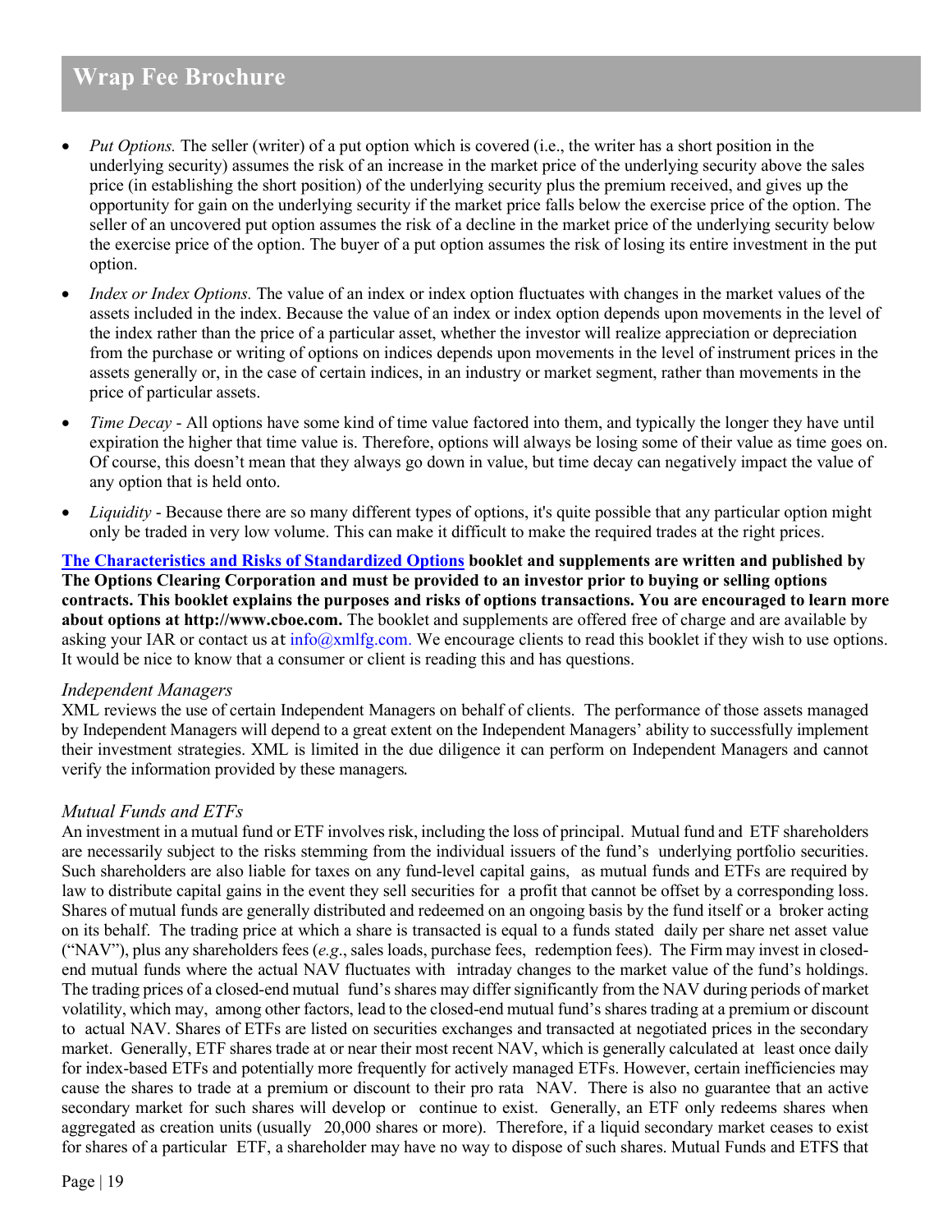- *Put Options.* The seller (writer) of a put option which is covered (i.e., the writer has a short position in the underlying security) assumes the risk of an increase in the market price of the underlying security above the sales price (in establishing the short position) of the underlying security plus the premium received, and gives up the opportunity for gain on the underlying security if the market price falls below the exercise price of the option. The seller of an uncovered put option assumes the risk of a decline in the market price of the underlying security below the exercise price of the option. The buyer of a put option assumes the risk of losing its entire investment in the put option.
- *Index or Index Options.* The value of an index or index option fluctuates with changes in the market values of the assets included in the index. Because the value of an index or index option depends upon movements in the level of the index rather than the price of a particular asset, whether the investor will realize appreciation or depreciation from the purchase or writing of options on indices depends upon movements in the level of instrument prices in the assets generally or, in the case of certain indices, in an industry or market segment, rather than movements in the price of particular assets.
- *Time Decay* - All options have some kind of time value factored into them, and typically the longer they have until expiration the higher that time value is. Therefore, options will always be losing some of their value as time goes on. Of course, this doesn't mean that they always go down in value, but time decay can negatively impact the value of any option that is held onto.
- *Liquidity* - Because there are so many different types of options, it's quite possible that any particular option might only be traded in very low volume. This can make it difficult to make the required trades at the right prices.

**The Characteristics and Risks of Standardized Options booklet and supplements are written and published by The Options Clearing Corporation and must be provided to an investor prior to buying or selling options contracts. This booklet explains the purposes and risks of options transactions. You are encouraged to learn more about options at http://www.cboe.com.** The booklet and supplements are offered free of charge and are available by asking your IAR or contact us at info@xmlfg.com. We encourage clients to read this booklet if they wish to use options. It would be nice to know that a consumer or client is reading this and has questions.

### *Independent Managers*

XML reviews the use of certain Independent Managers on behalf of clients. The performance of those assets managed by Independent Managers will depend to a great extent on the Independent Managers' ability to successfully implement their investment strategies. XML is limited in the due diligence it can perform on Independent Managers and cannot verify the information provided by these managers.

### *Mutual Funds and ETFs*

An investment in a mutual fund or ETF involves risk, including the loss of principal. Mutual fund and ETF shareholders are necessarily subject to the risks stemming from the individual issuers of the fund's underlying portfolio securities. Such shareholders are also liable for taxes on any fund-level capital gains, as mutual funds and ETFs are required by law to distribute capital gains in the event they sell securities for a profit that cannot be offset by a corresponding loss. Shares of mutual funds are generally distributed and redeemed on an ongoing basis by the fund itself or a broker acting on its behalf. The trading price at which a share is transacted is equal to a funds stated daily per share net asset value ("NAV"), plus any shareholders fees (*e.g*., sales loads, purchase fees, redemption fees). The Firm may invest in closed-end mutual funds where the actual NAV fluctuates with intraday changes to the market value of the fund's holdings. The trading prices of a closed-end mutual fund's shares may differ significantly from the NAV during periods of market volatility, which may, among other factors, lead to the closed-end mutual fund's shares trading at a premium or discount to actual NAV. Shares of ETFs are listed on securities exchanges and transacted at negotiated prices in the secondary market. Generally, ETF shares trade at or near their most recent NAV, which is generally calculated at least once daily for index-based ETFs and potentially more frequently for actively managed ETFs. However, certain inefficiencies may cause the shares to trade at a premium or discount to their pro rata NAV. There is also no guarantee that an active secondary market for such shares will develop or continue to exist. Generally, an ETF only redeems shares when aggregated as creation units (usually 20,000 shares or more). Therefore, if a liquid secondary market ceases to exist for shares of a particular ETF, a shareholder may have no way to dispose of such shares. Mutual Funds and ETFS that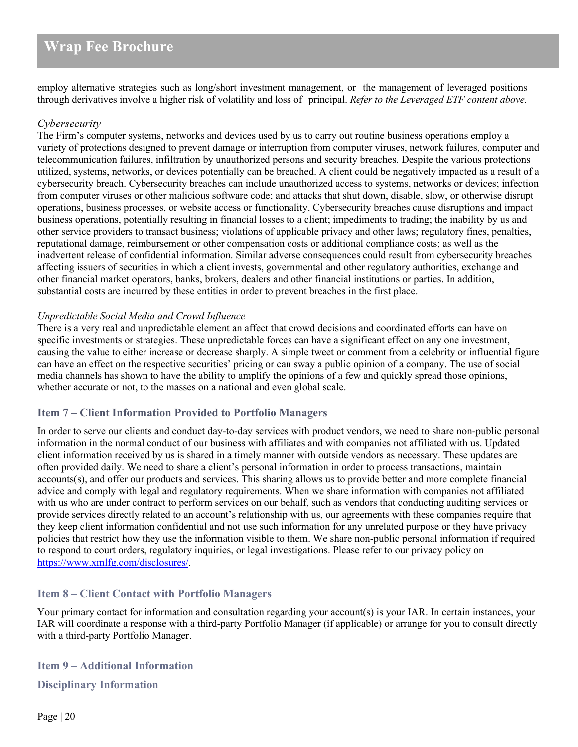employ alternative strategies such as long/short investment management, or the management of leveraged positions through derivatives involve a higher risk of volatility and loss of principal. *Refer to the Leveraged ETF content above.*

*Cybersecurity*

The Firm's computer systems, networks and devices used by us to carry out routine business operations employ a variety of protections designed to prevent damage or interruption from computer viruses, network failures, computer and telecommunication failures, infiltration by unauthorized persons and security breaches. Despite the various protections utilized, systems, networks, or devices potentially can be breached. A client could be negatively impacted as a result of a cybersecurity breach. Cybersecurity breaches can include unauthorized access to systems, networks or devices; infection from computer viruses or other malicious software code; and attacks that shut down, disable, slow, or otherwise disrupt operations, business processes, or website access or functionality. Cybersecurity breaches cause disruptions and impact business operations, potentially resulting in financial losses to a client; impediments to trading; the inability by us and other service providers to transact business; violations of applicable privacy and other laws; regulatory fines, penalties, reputational damage, reimbursement or other compensation costs or additional compliance costs; as well as the inadvertent release of confidential information. Similar adverse consequences could result from cybersecurity breaches affecting issuers of securities in which a client invests, governmental and other regulatory authorities, exchange and other financial market operators, banks, brokers, dealers and other financial institutions or parties. In addition, substantial costs are incurred by these entities in order to prevent breaches in the first place.

*Unpredictable Social Media and Crowd Influence*

There is a very real and unpredictable element an affect that crowd decisions and coordinated efforts can have on specific investments or strategies. These unpredictable forces can have a significant effect on any one investment, causing the value to either increase or decrease sharply. A simple tweet or comment from a celebrity or influential figure can have an effect on the respective securities' pricing or can sway a public opinion of a company. The use of social media channels has shown to have the ability to amplify the opinions of a few and quickly spread those opinions, whether accurate or not, to the masses on a national and even global scale.

## Item 7 – Client Information Provided to Portfolio Managers

In order to serve our clients and conduct day-to-day services with product vendors, we need to share non-public personal information in the normal conduct of our business with affiliates and with companies not affiliated with us. Updated client information received by us is shared in a timely manner with outside vendors as necessary. These updates are often provided daily. We need to share a client's personal information in order to process transactions, maintain accounts(s), and offer our products and services. This sharing allows us to provide better and more complete financial advice and comply with legal and regulatory requirements. When we share information with companies not affiliated with us who are under contract to perform services on our behalf, such as vendors that conducting auditing services or provide services directly related to an account's relationship with us, our agreements with these companies require that they keep client information confidential and not use such information for any unrelated purpose or they have privacy policies that restrict how they use the information visible to them. We share non-public personal information if required to respond to court orders, regulatory inquiries, or legal investigations. Please refer to our privacy policy on https://www.xmlfg.com/disclosures/.

## Item 8 – Client Contact with Portfolio Managers

Your primary contact for information and consultation regarding your account(s) is your IAR. In certain instances, your IAR will coordinate a response with a third-party Portfolio Manager (if applicable) or arrange for you to consult directly with a third-party Portfolio Manager.

## Item 9 – Additional Information

### Disciplinary Information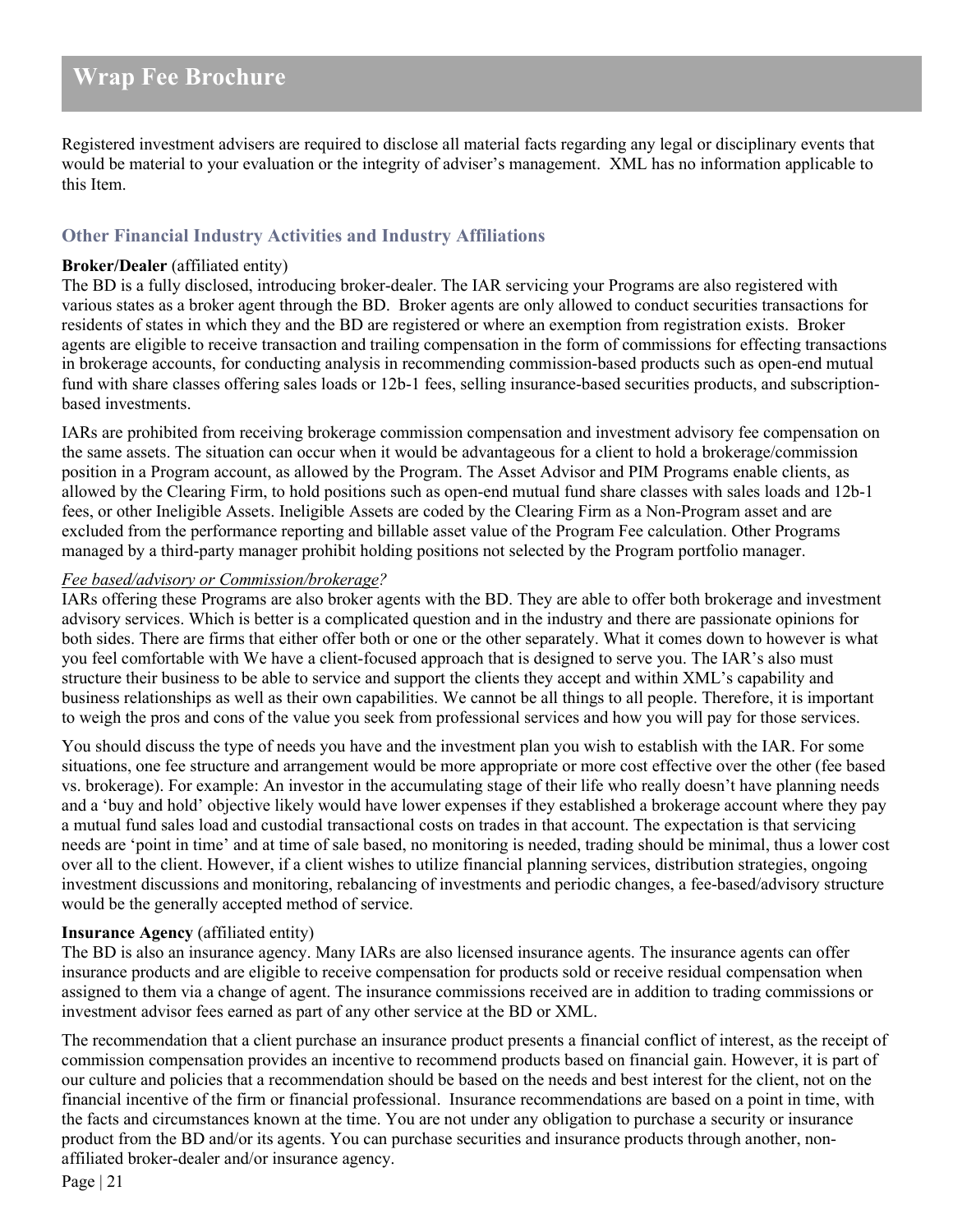Registered investment advisers are required to disclose all material facts regarding any legal or disciplinary events that would be material to your evaluation or the integrity of adviser's management. XML has no information applicable to this Item.

### Other Financial Industry Activities and Industry Affiliations

**Broker/Dealer** (affiliated entity)
The BD is a fully disclosed, introducing broker-dealer. The IAR servicing your Programs are also registered with various states as a broker agent through the BD. Broker agents are only allowed to conduct securities transactions for residents of states in which they and the BD are registered or where an exemption from registration exists. Broker agents are eligible to receive transaction and trailing compensation in the form of commissions for effecting transactions in brokerage accounts, for conducting analysis in recommending commission-based products such as open-end mutual fund with share classes offering sales loads or 12b-1 fees, selling insurance-based securities products, and subscription-based investments.

IARs are prohibited from receiving brokerage commission compensation and investment advisory fee compensation on the same assets. The situation can occur when it would be advantageous for a client to hold a brokerage/commission position in a Program account, as allowed by the Program. The Asset Advisor and PIM Programs enable clients, as allowed by the Clearing Firm, to hold positions such as open-end mutual fund share classes with sales loads and 12b-1 fees, or other Ineligible Assets. Ineligible Assets are coded by the Clearing Firm as a Non-Program asset and are excluded from the performance reporting and billable asset value of the Program Fee calculation. Other Programs managed by a third-party manager prohibit holding positions not selected by the Program portfolio manager.

*Fee based/advisory or Commission/brokerage?*
IARs offering these Programs are also broker agents with the BD. They are able to offer both brokerage and investment advisory services. Which is better is a complicated question and in the industry and there are passionate opinions for both sides. There are firms that either offer both or one or the other separately. What it comes down to however is what you feel comfortable with We have a client-focused approach that is designed to serve you. The IAR's also must structure their business to be able to service and support the clients they accept and within XML's capability and business relationships as well as their own capabilities. We cannot be all things to all people. Therefore, it is important to weigh the pros and cons of the value you seek from professional services and how you will pay for those services.

You should discuss the type of needs you have and the investment plan you wish to establish with the IAR. For some situations, one fee structure and arrangement would be more appropriate or more cost effective over the other (fee based vs. brokerage). For example: An investor in the accumulating stage of their life who really doesn't have planning needs and a 'buy and hold' objective likely would have lower expenses if they established a brokerage account where they pay a mutual fund sales load and custodial transactional costs on trades in that account. The expectation is that servicing needs are 'point in time' and at time of sale based, no monitoring is needed, trading should be minimal, thus a lower cost over all to the client. However, if a client wishes to utilize financial planning services, distribution strategies, ongoing investment discussions and monitoring, rebalancing of investments and periodic changes, a fee-based/advisory structure would be the generally accepted method of service.

**Insurance Agency** (affiliated entity)
The BD is also an insurance agency. Many IARs are also licensed insurance agents. The insurance agents can offer insurance products and are eligible to receive compensation for products sold or receive residual compensation when assigned to them via a change of agent. The insurance commissions received are in addition to trading commissions or investment advisor fees earned as part of any other service at the BD or XML.

The recommendation that a client purchase an insurance product presents a financial conflict of interest, as the receipt of commission compensation provides an incentive to recommend products based on financial gain. However, it is part of our culture and policies that a recommendation should be based on the needs and best interest for the client, not on the financial incentive of the firm or financial professional. Insurance recommendations are based on a point in time, with the facts and circumstances known at the time. You are not under any obligation to purchase a security or insurance product from the BD and/or its agents. You can purchase securities and insurance products through another, non-affiliated broker-dealer and/or insurance agency.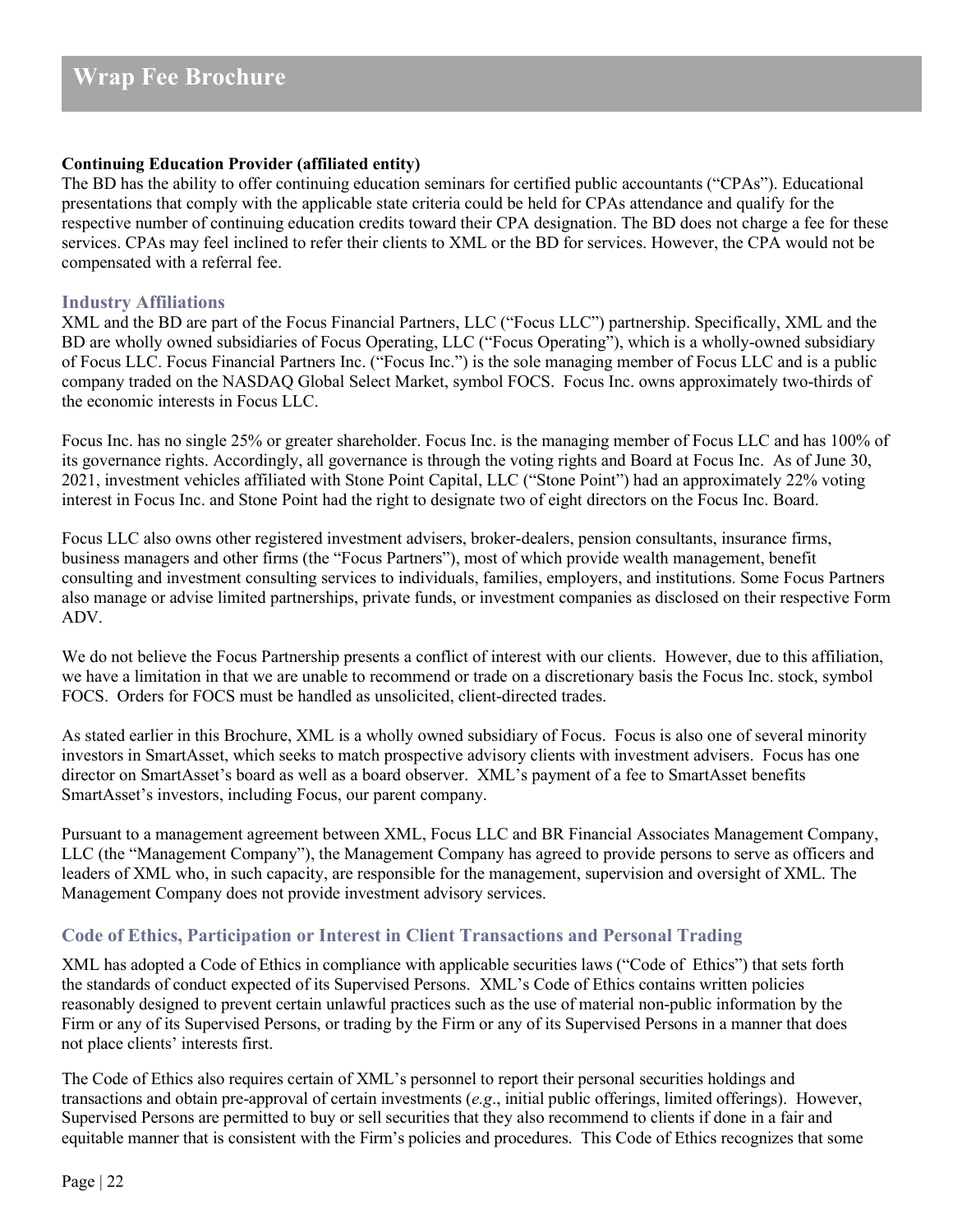**Continuing Education Provider (affiliated entity)**
The BD has the ability to offer continuing education seminars for certified public accountants ("CPAs"). Educational presentations that comply with the applicable state criteria could be held for CPAs attendance and qualify for the respective number of continuing education credits toward their CPA designation. The BD does not charge a fee for these services. CPAs may feel inclined to refer their clients to XML or the BD for services. However, the CPA would not be compensated with a referral fee.

### Industry Affiliations

XML and the BD are part of the Focus Financial Partners, LLC ("Focus LLC") partnership. Specifically, XML and the BD are wholly owned subsidiaries of Focus Operating, LLC ("Focus Operating"), which is a wholly-owned subsidiary of Focus LLC. Focus Financial Partners Inc. ("Focus Inc.") is the sole managing member of Focus LLC and is a public company traded on the NASDAQ Global Select Market, symbol FOCS. Focus Inc. owns approximately two-thirds of the economic interests in Focus LLC.

Focus Inc. has no single 25% or greater shareholder. Focus Inc. is the managing member of Focus LLC and has 100% of its governance rights. Accordingly, all governance is through the voting rights and Board at Focus Inc. As of June 30, 2021, investment vehicles affiliated with Stone Point Capital, LLC ("Stone Point") had an approximately 22% voting interest in Focus Inc. and Stone Point had the right to designate two of eight directors on the Focus Inc. Board.

Focus LLC also owns other registered investment advisers, broker-dealers, pension consultants, insurance firms, business managers and other firms (the "Focus Partners"), most of which provide wealth management, benefit consulting and investment consulting services to individuals, families, employers, and institutions. Some Focus Partners also manage or advise limited partnerships, private funds, or investment companies as disclosed on their respective Form ADV.

We do not believe the Focus Partnership presents a conflict of interest with our clients. However, due to this affiliation, we have a limitation in that we are unable to recommend or trade on a discretionary basis the Focus Inc. stock, symbol FOCS. Orders for FOCS must be handled as unsolicited, client-directed trades.

As stated earlier in this Brochure, XML is a wholly owned subsidiary of Focus. Focus is also one of several minority investors in SmartAsset, which seeks to match prospective advisory clients with investment advisers. Focus has one director on SmartAsset's board as well as a board observer. XML's payment of a fee to SmartAsset benefits SmartAsset's investors, including Focus, our parent company.

Pursuant to a management agreement between XML, Focus LLC and BR Financial Associates Management Company, LLC (the "Management Company"), the Management Company has agreed to provide persons to serve as officers and leaders of XML who, in such capacity, are responsible for the management, supervision and oversight of XML. The Management Company does not provide investment advisory services.

### Code of Ethics, Participation or Interest in Client Transactions and Personal Trading

XML has adopted a Code of Ethics in compliance with applicable securities laws ("Code of Ethics") that sets forth the standards of conduct expected of its Supervised Persons. XML's Code of Ethics contains written policies reasonably designed to prevent certain unlawful practices such as the use of material non-public information by the Firm or any of its Supervised Persons, or trading by the Firm or any of its Supervised Persons in a manner that does not place clients' interests first.

The Code of Ethics also requires certain of XML's personnel to report their personal securities holdings and transactions and obtain pre-approval of certain investments (*e.g*., initial public offerings, limited offerings). However, Supervised Persons are permitted to buy or sell securities that they also recommend to clients if done in a fair and equitable manner that is consistent with the Firm's policies and procedures. This Code of Ethics recognizes that some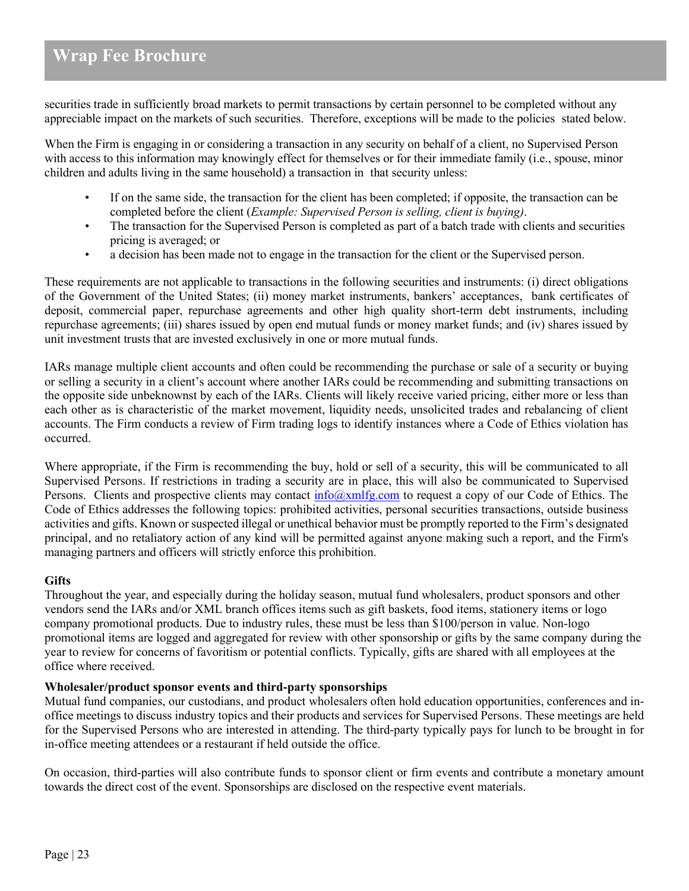securities trade in sufficiently broad markets to permit transactions by certain personnel to be completed without any appreciable impact on the markets of such securities. Therefore, exceptions will be made to the policies stated below.

When the Firm is engaging in or considering a transaction in any security on behalf of a client, no Supervised Person with access to this information may knowingly effect for themselves or for their immediate family (i.e., spouse, minor children and adults living in the same household) a transaction in that security unless:

- If on the same side, the transaction for the client has been completed; if opposite, the transaction can be completed before the client (*Example: Supervised Person is selling, client is buying)*.
- The transaction for the Supervised Person is completed as part of a batch trade with clients and securities pricing is averaged; or
- a decision has been made not to engage in the transaction for the client or the Supervised person.

These requirements are not applicable to transactions in the following securities and instruments: (i) direct obligations of the Government of the United States; (ii) money market instruments, bankers' acceptances, bank certificates of deposit, commercial paper, repurchase agreements and other high quality short-term debt instruments, including repurchase agreements; (iii) shares issued by open end mutual funds or money market funds; and (iv) shares issued by unit investment trusts that are invested exclusively in one or more mutual funds.

IARs manage multiple client accounts and often could be recommending the purchase or sale of a security or buying or selling a security in a client's account where another IARs could be recommending and submitting transactions on the opposite side unbeknownst by each of the IARs. Clients will likely receive varied pricing, either more or less than each other as is characteristic of the market movement, liquidity needs, unsolicited trades and rebalancing of client accounts. The Firm conducts a review of Firm trading logs to identify instances where a Code of Ethics violation has occurred.

Where appropriate, if the Firm is recommending the buy, hold or sell of a security, this will be communicated to all Supervised Persons. If restrictions in trading a security are in place, this will also be communicated to Supervised Persons. Clients and prospective clients may contact info@xmlfg.com to request a copy of our Code of Ethics. The Code of Ethics addresses the following topics: prohibited activities, personal securities transactions, outside business activities and gifts. Known or suspected illegal or unethical behavior must be promptly reported to the Firm's designated principal, and no retaliatory action of any kind will be permitted against anyone making such a report, and the Firm's managing partners and officers will strictly enforce this prohibition.

**Gifts**

Throughout the year, and especially during the holiday season, mutual fund wholesalers, product sponsors and other vendors send the IARs and/or XML branch offices items such as gift baskets, food items, stationery items or logo company promotional products. Due to industry rules, these must be less than $100/person in value. Non-logo promotional items are logged and aggregated for review with other sponsorship or gifts by the same company during the year to review for concerns of favoritism or potential conflicts. Typically, gifts are shared with all employees at the office where received.

**Wholesaler/product sponsor events and third-party sponsorships**

Mutual fund companies, our custodians, and product wholesalers often hold education opportunities, conferences and in-office meetings to discuss industry topics and their products and services for Supervised Persons. These meetings are held for the Supervised Persons who are interested in attending. The third-party typically pays for lunch to be brought in for in-office meeting attendees or a restaurant if held outside the office.

On occasion, third-parties will also contribute funds to sponsor client or firm events and contribute a monetary amount towards the direct cost of the event. Sponsorships are disclosed on the respective event materials.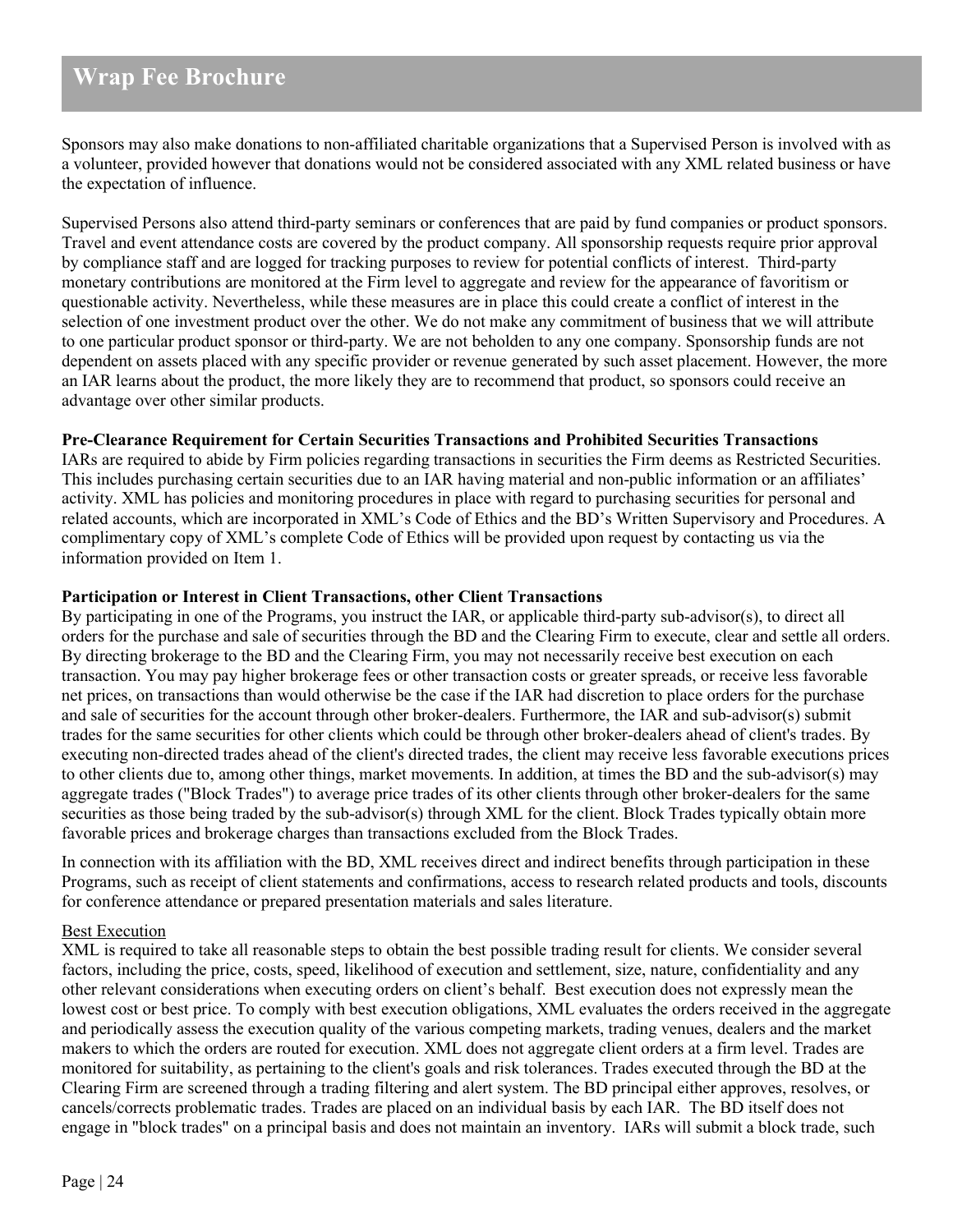Sponsors may also make donations to non-affiliated charitable organizations that a Supervised Person is involved with as a volunteer, provided however that donations would not be considered associated with any XML related business or have the expectation of influence.

Supervised Persons also attend third-party seminars or conferences that are paid by fund companies or product sponsors. Travel and event attendance costs are covered by the product company. All sponsorship requests require prior approval by compliance staff and are logged for tracking purposes to review for potential conflicts of interest. Third-party monetary contributions are monitored at the Firm level to aggregate and review for the appearance of favoritism or questionable activity. Nevertheless, while these measures are in place this could create a conflict of interest in the selection of one investment product over the other. We do not make any commitment of business that we will attribute to one particular product sponsor or third-party. We are not beholden to any one company. Sponsorship funds are not dependent on assets placed with any specific provider or revenue generated by such asset placement. However, the more an IAR learns about the product, the more likely they are to recommend that product, so sponsors could receive an advantage over other similar products.

**Pre-Clearance Requirement for Certain Securities Transactions and Prohibited Securities Transactions**

IARs are required to abide by Firm policies regarding transactions in securities the Firm deems as Restricted Securities. This includes purchasing certain securities due to an IAR having material and non-public information or an affiliates' activity. XML has policies and monitoring procedures in place with regard to purchasing securities for personal and related accounts, which are incorporated in XML's Code of Ethics and the BD's Written Supervisory and Procedures. A complimentary copy of XML's complete Code of Ethics will be provided upon request by contacting us via the information provided on Item 1.

**Participation or Interest in Client Transactions, other Client Transactions**

By participating in one of the Programs, you instruct the IAR, or applicable third-party sub-advisor(s), to direct all orders for the purchase and sale of securities through the BD and the Clearing Firm to execute, clear and settle all orders. By directing brokerage to the BD and the Clearing Firm, you may not necessarily receive best execution on each transaction. You may pay higher brokerage fees or other transaction costs or greater spreads, or receive less favorable net prices, on transactions than would otherwise be the case if the IAR had discretion to place orders for the purchase and sale of securities for the account through other broker-dealers. Furthermore, the IAR and sub-advisor(s) submit trades for the same securities for other clients which could be through other broker-dealers ahead of client's trades. By executing non-directed trades ahead of the client's directed trades, the client may receive less favorable executions prices to other clients due to, among other things, market movements. In addition, at times the BD and the sub-advisor(s) may aggregate trades ("Block Trades") to average price trades of its other clients through other broker-dealers for the same securities as those being traded by the sub-advisor(s) through XML for the client. Block Trades typically obtain more favorable prices and brokerage charges than transactions excluded from the Block Trades.

In connection with its affiliation with the BD, XML receives direct and indirect benefits through participation in these Programs, such as receipt of client statements and confirmations, access to research related products and tools, discounts for conference attendance or prepared presentation materials and sales literature.

Best Execution

XML is required to take all reasonable steps to obtain the best possible trading result for clients. We consider several factors, including the price, costs, speed, likelihood of execution and settlement, size, nature, confidentiality and any other relevant considerations when executing orders on client's behalf. Best execution does not expressly mean the lowest cost or best price. To comply with best execution obligations, XML evaluates the orders received in the aggregate and periodically assess the execution quality of the various competing markets, trading venues, dealers and the market makers to which the orders are routed for execution. XML does not aggregate client orders at a firm level. Trades are monitored for suitability, as pertaining to the client's goals and risk tolerances. Trades executed through the BD at the Clearing Firm are screened through a trading filtering and alert system. The BD principal either approves, resolves, or cancels/corrects problematic trades. Trades are placed on an individual basis by each IAR. The BD itself does not engage in "block trades" on a principal basis and does not maintain an inventory. IARs will submit a block trade, such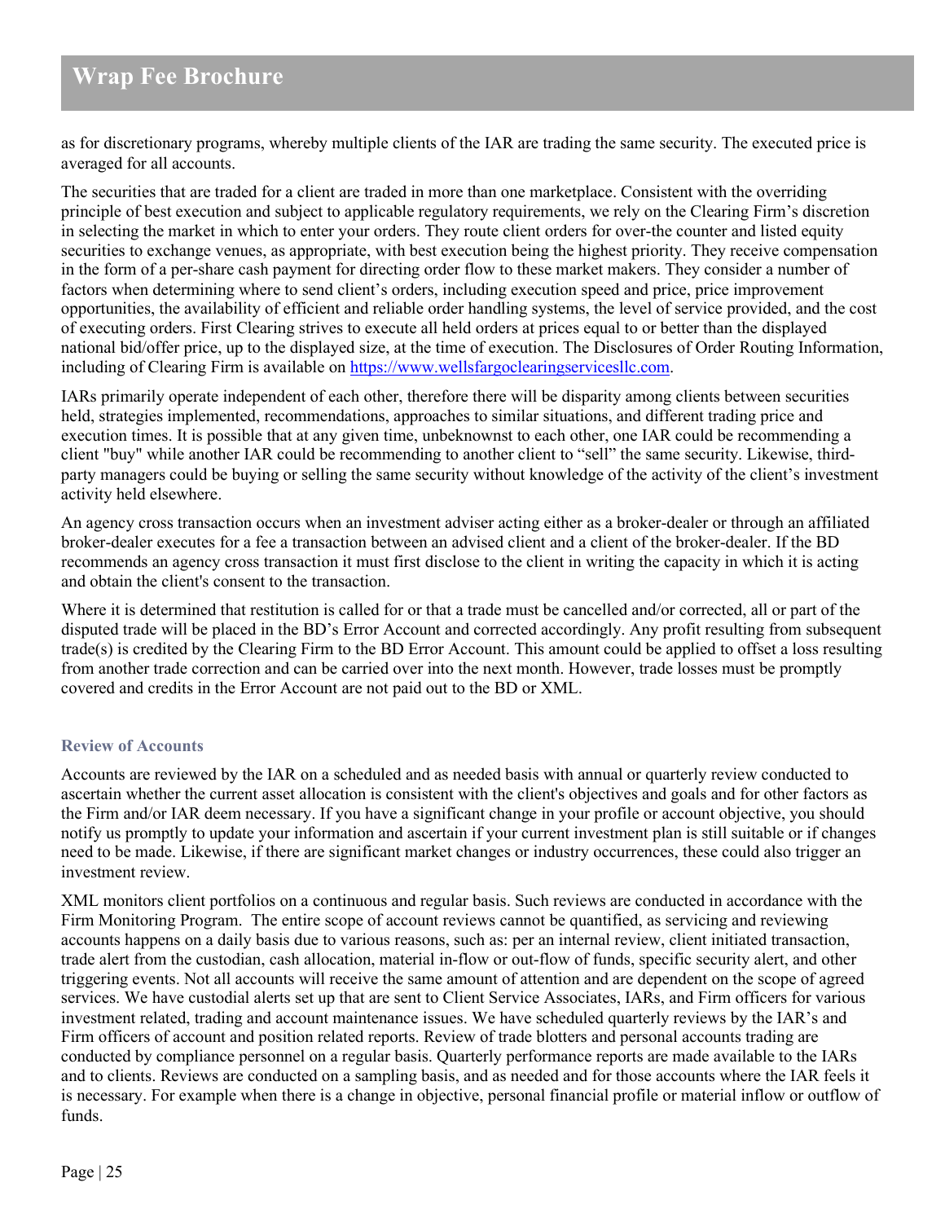as for discretionary programs, whereby multiple clients of the IAR are trading the same security. The executed price is averaged for all accounts.

The securities that are traded for a client are traded in more than one marketplace. Consistent with the overriding principle of best execution and subject to applicable regulatory requirements, we rely on the Clearing Firm's discretion in selecting the market in which to enter your orders. They route client orders for over-the counter and listed equity securities to exchange venues, as appropriate, with best execution being the highest priority. They receive compensation in the form of a per-share cash payment for directing order flow to these market makers. They consider a number of factors when determining where to send client's orders, including execution speed and price, price improvement opportunities, the availability of efficient and reliable order handling systems, the level of service provided, and the cost of executing orders. First Clearing strives to execute all held orders at prices equal to or better than the displayed national bid/offer price, up to the displayed size, at the time of execution. The Disclosures of Order Routing Information, including of Clearing Firm is available on [https://www.wellsfargoclearingservicesllc.com](https://www.wellsfargoclearingservicesllc.com).

IARs primarily operate independent of each other, therefore there will be disparity among clients between securities held, strategies implemented, recommendations, approaches to similar situations, and different trading price and execution times. It is possible that at any given time, unbeknownst to each other, one IAR could be recommending a client "buy" while another IAR could be recommending to another client to "sell" the same security. Likewise, third-party managers could be buying or selling the same security without knowledge of the activity of the client's investment activity held elsewhere.

An agency cross transaction occurs when an investment adviser acting either as a broker-dealer or through an affiliated broker-dealer executes for a fee a transaction between an advised client and a client of the broker-dealer. If the BD recommends an agency cross transaction it must first disclose to the client in writing the capacity in which it is acting and obtain the client's consent to the transaction.

Where it is determined that restitution is called for or that a trade must be cancelled and/or corrected, all or part of the disputed trade will be placed in the BD's Error Account and corrected accordingly. Any profit resulting from subsequent trade(s) is credited by the Clearing Firm to the BD Error Account. This amount could be applied to offset a loss resulting from another trade correction and can be carried over into the next month. However, trade losses must be promptly covered and credits in the Error Account are not paid out to the BD or XML.

### Review of Accounts

Accounts are reviewed by the IAR on a scheduled and as needed basis with annual or quarterly review conducted to ascertain whether the current asset allocation is consistent with the client's objectives and goals and for other factors as the Firm and/or IAR deem necessary. If you have a significant change in your profile or account objective, you should notify us promptly to update your information and ascertain if your current investment plan is still suitable or if changes need to be made. Likewise, if there are significant market changes or industry occurrences, these could also trigger an investment review.

XML monitors client portfolios on a continuous and regular basis. Such reviews are conducted in accordance with the Firm Monitoring Program. The entire scope of account reviews cannot be quantified, as servicing and reviewing accounts happens on a daily basis due to various reasons, such as: per an internal review, client initiated transaction, trade alert from the custodian, cash allocation, material in-flow or out-flow of funds, specific security alert, and other triggering events. Not all accounts will receive the same amount of attention and are dependent on the scope of agreed services. We have custodial alerts set up that are sent to Client Service Associates, IARs, and Firm officers for various investment related, trading and account maintenance issues. We have scheduled quarterly reviews by the IAR's and Firm officers of account and position related reports. Review of trade blotters and personal accounts trading are conducted by compliance personnel on a regular basis. Quarterly performance reports are made available to the IARs and to clients. Reviews are conducted on a sampling basis, and as needed and for those accounts where the IAR feels it is necessary. For example when there is a change in objective, personal financial profile or material inflow or outflow of funds.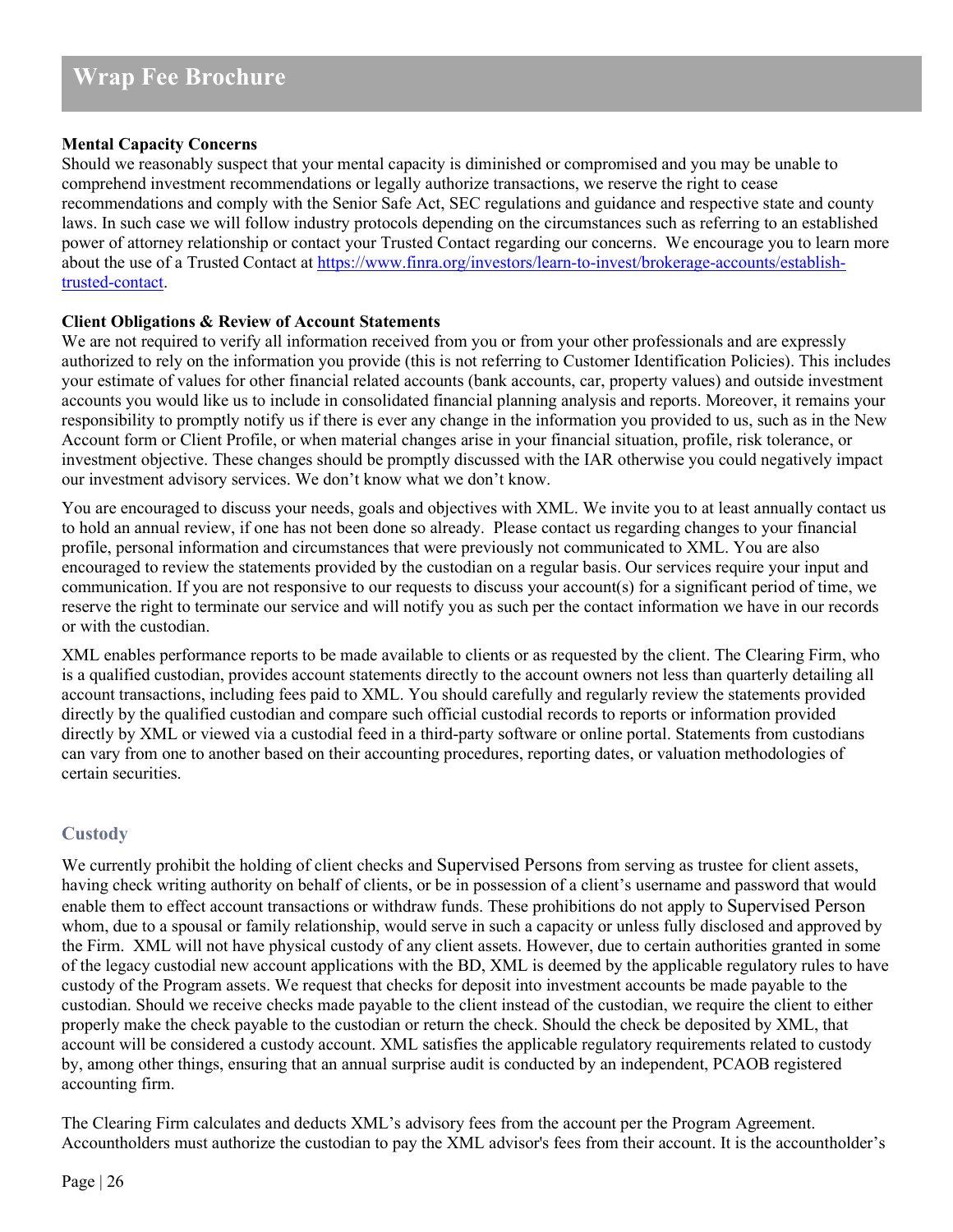**Mental Capacity Concerns**
Should we reasonably suspect that your mental capacity is diminished or compromised and you may be unable to comprehend investment recommendations or legally authorize transactions, we reserve the right to cease recommendations and comply with the Senior Safe Act, SEC regulations and guidance and respective state and county laws. In such case we will follow industry protocols depending on the circumstances such as referring to an established power of attorney relationship or contact your Trusted Contact regarding our concerns. We encourage you to learn more about the use of a Trusted Contact at [https://www.finra.org/investors/learn-to-invest/brokerage-accounts/establish-trusted-contact](https://www.finra.org/investors/learn-to-invest/brokerage-accounts/establish-trusted-contact).

**Client Obligations & Review of Account Statements**
We are not required to verify all information received from you or from your other professionals and are expressly authorized to rely on the information you provide (this is not referring to Customer Identification Policies). This includes your estimate of values for other financial related accounts (bank accounts, car, property values) and outside investment accounts you would like us to include in consolidated financial planning analysis and reports. Moreover, it remains your responsibility to promptly notify us if there is ever any change in the information you provided to us, such as in the New Account form or Client Profile, or when material changes arise in your financial situation, profile, risk tolerance, or investment objective. These changes should be promptly discussed with the IAR otherwise you could negatively impact our investment advisory services. We don't know what we don't know.

You are encouraged to discuss your needs, goals and objectives with XML. We invite you to at least annually contact us to hold an annual review, if one has not been done so already. Please contact us regarding changes to your financial profile, personal information and circumstances that were previously not communicated to XML. You are also encouraged to review the statements provided by the custodian on a regular basis. Our services require your input and communication. If you are not responsive to our requests to discuss your account(s) for a significant period of time, we reserve the right to terminate our service and will notify you as such per the contact information we have in our records or with the custodian.

XML enables performance reports to be made available to clients or as requested by the client. The Clearing Firm, who is a qualified custodian, provides account statements directly to the account owners not less than quarterly detailing all account transactions, including fees paid to XML. You should carefully and regularly review the statements provided directly by the qualified custodian and compare such official custodial records to reports or information provided directly by XML or viewed via a custodial feed in a third-party software or online portal. Statements from custodians can vary from one to another based on their accounting procedures, reporting dates, or valuation methodologies of certain securities.

## Custody

We currently prohibit the holding of client checks and Supervised Persons from serving as trustee for client assets, having check writing authority on behalf of clients, or be in possession of a client's username and password that would enable them to effect account transactions or withdraw funds. These prohibitions do not apply to Supervised Person whom, due to a spousal or family relationship, would serve in such a capacity or unless fully disclosed and approved by the Firm. XML will not have physical custody of any client assets. However, due to certain authorities granted in some of the legacy custodial new account applications with the BD, XML is deemed by the applicable regulatory rules to have custody of the Program assets. We request that checks for deposit into investment accounts be made payable to the custodian. Should we receive checks made payable to the client instead of the custodian, we require the client to either properly make the check payable to the custodian or return the check. Should the check be deposited by XML, that account will be considered a custody account. XML satisfies the applicable regulatory requirements related to custody by, among other things, ensuring that an annual surprise audit is conducted by an independent, PCAOB registered accounting firm.

The Clearing Firm calculates and deducts XML's advisory fees from the account per the Program Agreement. Accountholders must authorize the custodian to pay the XML advisor's fees from their account. It is the accountholder's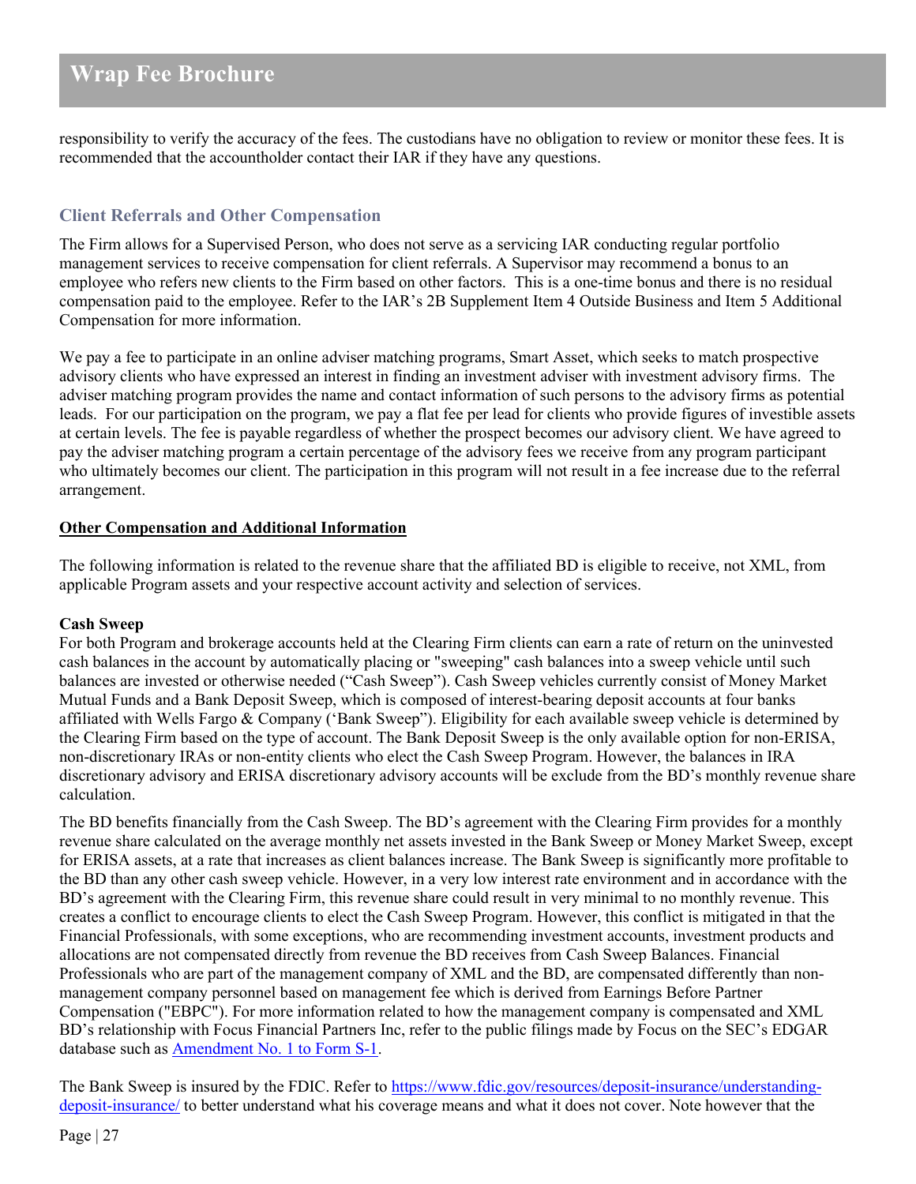responsibility to verify the accuracy of the fees. The custodians have no obligation to review or monitor these fees. It is recommended that the accountholder contact their IAR if they have any questions.

### Client Referrals and Other Compensation

The Firm allows for a Supervised Person, who does not serve as a servicing IAR conducting regular portfolio management services to receive compensation for client referrals. A Supervisor may recommend a bonus to an employee who refers new clients to the Firm based on other factors. This is a one-time bonus and there is no residual compensation paid to the employee. Refer to the IAR's 2B Supplement Item 4 Outside Business and Item 5 Additional Compensation for more information.

We pay a fee to participate in an online adviser matching programs, Smart Asset, which seeks to match prospective advisory clients who have expressed an interest in finding an investment adviser with investment advisory firms. The adviser matching program provides the name and contact information of such persons to the advisory firms as potential leads. For our participation on the program, we pay a flat fee per lead for clients who provide figures of investible assets at certain levels. The fee is payable regardless of whether the prospect becomes our advisory client. We have agreed to pay the adviser matching program a certain percentage of the advisory fees we receive from any program participant who ultimately becomes our client. The participation in this program will not result in a fee increase due to the referral arrangement.

**Other Compensation and Additional Information**

The following information is related to the revenue share that the affiliated BD is eligible to receive, not XML, from applicable Program assets and your respective account activity and selection of services.

**Cash Sweep**

For both Program and brokerage accounts held at the Clearing Firm clients can earn a rate of return on the uninvested cash balances in the account by automatically placing or "sweeping" cash balances into a sweep vehicle until such balances are invested or otherwise needed ("Cash Sweep"). Cash Sweep vehicles currently consist of Money Market Mutual Funds and a Bank Deposit Sweep, which is composed of interest-bearing deposit accounts at four banks affiliated with Wells Fargo & Company ('Bank Sweep"). Eligibility for each available sweep vehicle is determined by the Clearing Firm based on the type of account. The Bank Deposit Sweep is the only available option for non-ERISA, non-discretionary IRAs or non-entity clients who elect the Cash Sweep Program. However, the balances in IRA discretionary advisory and ERISA discretionary advisory accounts will be exclude from the BD's monthly revenue share calculation.

The BD benefits financially from the Cash Sweep. The BD's agreement with the Clearing Firm provides for a monthly revenue share calculated on the average monthly net assets invested in the Bank Sweep or Money Market Sweep, except for ERISA assets, at a rate that increases as client balances increase. The Bank Sweep is significantly more profitable to the BD than any other cash sweep vehicle. However, in a very low interest rate environment and in accordance with the BD's agreement with the Clearing Firm, this revenue share could result in very minimal to no monthly revenue. This creates a conflict to encourage clients to elect the Cash Sweep Program. However, this conflict is mitigated in that the Financial Professionals, with some exceptions, who are recommending investment accounts, investment products and allocations are not compensated directly from revenue the BD receives from Cash Sweep Balances. Financial Professionals who are part of the management company of XML and the BD, are compensated differently than non-management company personnel based on management fee which is derived from Earnings Before Partner Compensation ("EBPC"). For more information related to how the management company is compensated and XML BD's relationship with Focus Financial Partners Inc, refer to the public filings made by Focus on the SEC's EDGAR database such as Amendment No. 1 to Form S-1.

The Bank Sweep is insured by the FDIC. Refer to https://www.fdic.gov/resources/deposit-insurance/understanding-deposit-insurance/ to better understand what his coverage means and what it does not cover. Note however that the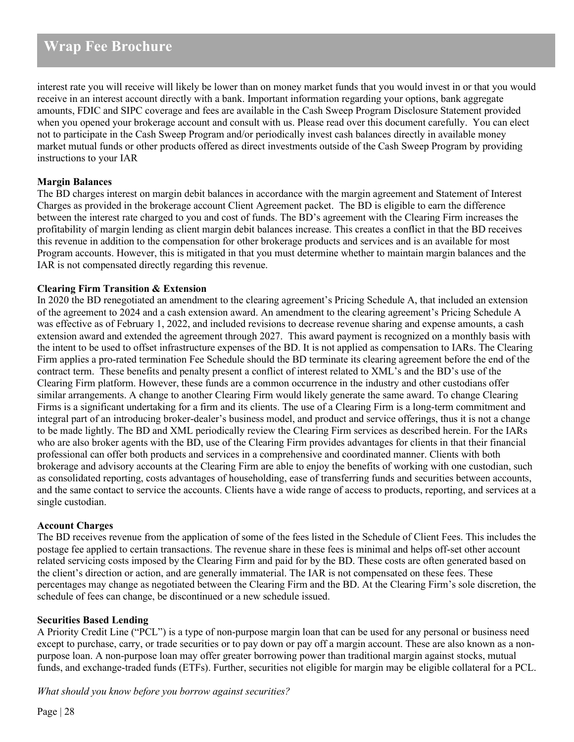interest rate you will receive will likely be lower than on money market funds that you would invest in or that you would receive in an interest account directly with a bank. Important information regarding your options, bank aggregate amounts, FDIC and SIPC coverage and fees are available in the Cash Sweep Program Disclosure Statement provided when you opened your brokerage account and consult with us. Please read over this document carefully. You can elect not to participate in the Cash Sweep Program and/or periodically invest cash balances directly in available money market mutual funds or other products offered as direct investments outside of the Cash Sweep Program by providing instructions to your IAR

**Margin Balances**

The BD charges interest on margin debit balances in accordance with the margin agreement and Statement of Interest Charges as provided in the brokerage account Client Agreement packet. The BD is eligible to earn the difference between the interest rate charged to you and cost of funds. The BD's agreement with the Clearing Firm increases the profitability of margin lending as client margin debit balances increase. This creates a conflict in that the BD receives this revenue in addition to the compensation for other brokerage products and services and is an available for most Program accounts. However, this is mitigated in that you must determine whether to maintain margin balances and the IAR is not compensated directly regarding this revenue.

**Clearing Firm Transition & Extension**

In 2020 the BD renegotiated an amendment to the clearing agreement's Pricing Schedule A, that included an extension of the agreement to 2024 and a cash extension award. An amendment to the clearing agreement's Pricing Schedule A was effective as of February 1, 2022, and included revisions to decrease revenue sharing and expense amounts, a cash extension award and extended the agreement through 2027. This award payment is recognized on a monthly basis with the intent to be used to offset infrastructure expenses of the BD. It is not applied as compensation to IARs. The Clearing Firm applies a pro-rated termination Fee Schedule should the BD terminate its clearing agreement before the end of the contract term. These benefits and penalty present a conflict of interest related to XML's and the BD's use of the Clearing Firm platform. However, these funds are a common occurrence in the industry and other custodians offer similar arrangements. A change to another Clearing Firm would likely generate the same award. To change Clearing Firms is a significant undertaking for a firm and its clients. The use of a Clearing Firm is a long-term commitment and integral part of an introducing broker-dealer's business model, and product and service offerings, thus it is not a change to be made lightly. The BD and XML periodically review the Clearing Firm services as described herein. For the IARs who are also broker agents with the BD, use of the Clearing Firm provides advantages for clients in that their financial professional can offer both products and services in a comprehensive and coordinated manner. Clients with both brokerage and advisory accounts at the Clearing Firm are able to enjoy the benefits of working with one custodian, such as consolidated reporting, costs advantages of householding, ease of transferring funds and securities between accounts, and the same contact to service the accounts. Clients have a wide range of access to products, reporting, and services at a single custodian.

**Account Charges**

The BD receives revenue from the application of some of the fees listed in the Schedule of Client Fees. This includes the postage fee applied to certain transactions. The revenue share in these fees is minimal and helps off-set other account related servicing costs imposed by the Clearing Firm and paid for by the BD. These costs are often generated based on the client's direction or action, and are generally immaterial. The IAR is not compensated on these fees. These percentages may change as negotiated between the Clearing Firm and the BD. At the Clearing Firm's sole discretion, the schedule of fees can change, be discontinued or a new schedule issued.

**Securities Based Lending**

A Priority Credit Line ("PCL") is a type of non-purpose margin loan that can be used for any personal or business need except to purchase, carry, or trade securities or to pay down or pay off a margin account. These are also known as a non-purpose loan. A non-purpose loan may offer greater borrowing power than traditional margin against stocks, mutual funds, and exchange-traded funds (ETFs). Further, securities not eligible for margin may be eligible collateral for a PCL.

*What should you know before you borrow against securities?*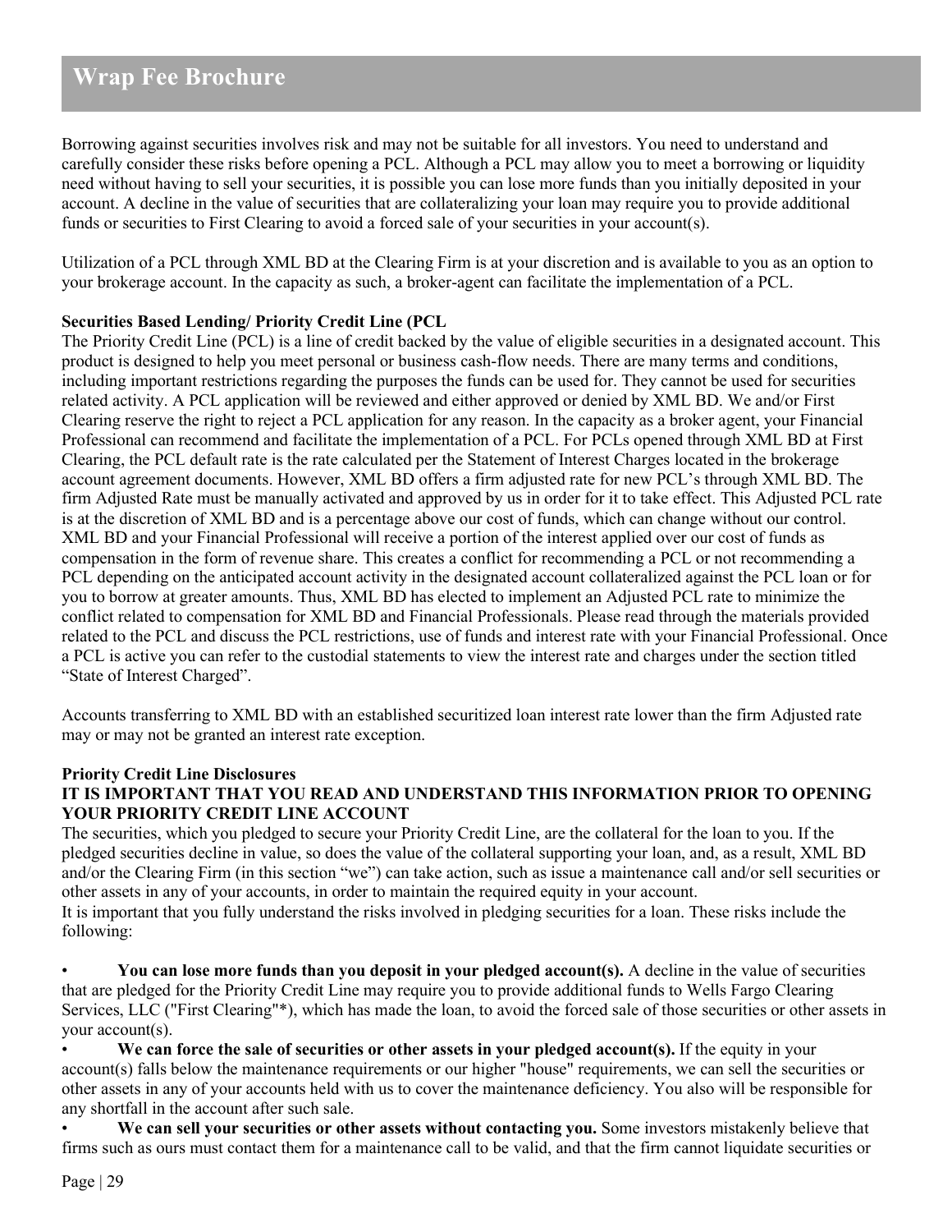Borrowing against securities involves risk and may not be suitable for all investors. You need to understand and carefully consider these risks before opening a PCL. Although a PCL may allow you to meet a borrowing or liquidity need without having to sell your securities, it is possible you can lose more funds than you initially deposited in your account. A decline in the value of securities that are collateralizing your loan may require you to provide additional funds or securities to First Clearing to avoid a forced sale of your securities in your account(s).

Utilization of a PCL through XML BD at the Clearing Firm is at your discretion and is available to you as an option to your brokerage account. In the capacity as such, a broker-agent can facilitate the implementation of a PCL.

**Securities Based Lending/ Priority Credit Line (PCL**

The Priority Credit Line (PCL) is a line of credit backed by the value of eligible securities in a designated account. This product is designed to help you meet personal or business cash-flow needs. There are many terms and conditions, including important restrictions regarding the purposes the funds can be used for. They cannot be used for securities related activity. A PCL application will be reviewed and either approved or denied by XML BD. We and/or First Clearing reserve the right to reject a PCL application for any reason. In the capacity as a broker agent, your Financial Professional can recommend and facilitate the implementation of a PCL. For PCLs opened through XML BD at First Clearing, the PCL default rate is the rate calculated per the Statement of Interest Charges located in the brokerage account agreement documents. However, XML BD offers a firm adjusted rate for new PCL's through XML BD. The firm Adjusted Rate must be manually activated and approved by us in order for it to take effect. This Adjusted PCL rate is at the discretion of XML BD and is a percentage above our cost of funds, which can change without our control. XML BD and your Financial Professional will receive a portion of the interest applied over our cost of funds as compensation in the form of revenue share. This creates a conflict for recommending a PCL or not recommending a PCL depending on the anticipated account activity in the designated account collateralized against the PCL loan or for you to borrow at greater amounts. Thus, XML BD has elected to implement an Adjusted PCL rate to minimize the conflict related to compensation for XML BD and Financial Professionals. Please read through the materials provided related to the PCL and discuss the PCL restrictions, use of funds and interest rate with your Financial Professional. Once a PCL is active you can refer to the custodial statements to view the interest rate and charges under the section titled "State of Interest Charged".

Accounts transferring to XML BD with an established securitized loan interest rate lower than the firm Adjusted rate may or may not be granted an interest rate exception.

**Priority Credit Line Disclosures**

**IT IS IMPORTANT THAT YOU READ AND UNDERSTAND THIS INFORMATION PRIOR TO OPENING YOUR PRIORITY CREDIT LINE ACCOUNT**

The securities, which you pledged to secure your Priority Credit Line, are the collateral for the loan to you. If the pledged securities decline in value, so does the value of the collateral supporting your loan, and, as a result, XML BD and/or the Clearing Firm (in this section "we") can take action, such as issue a maintenance call and/or sell securities or other assets in any of your accounts, in order to maintain the required equity in your account.

It is important that you fully understand the risks involved in pledging securities for a loan. These risks include the following:

- **You can lose more funds than you deposit in your pledged account(s).** A decline in the value of securities that are pledged for the Priority Credit Line may require you to provide additional funds to Wells Fargo Clearing Services, LLC ("First Clearing"*), which has made the loan, to avoid the forced sale of those securities or other assets in your account(s).
- **We can force the sale of securities or other assets in your pledged account(s).** If the equity in your account(s) falls below the maintenance requirements or our higher "house" requirements, we can sell the securities or other assets in any of your accounts held with us to cover the maintenance deficiency. You also will be responsible for any shortfall in the account after such sale.
- **We can sell your securities or other assets without contacting you.** Some investors mistakenly believe that firms such as ours must contact them for a maintenance call to be valid, and that the firm cannot liquidate securities or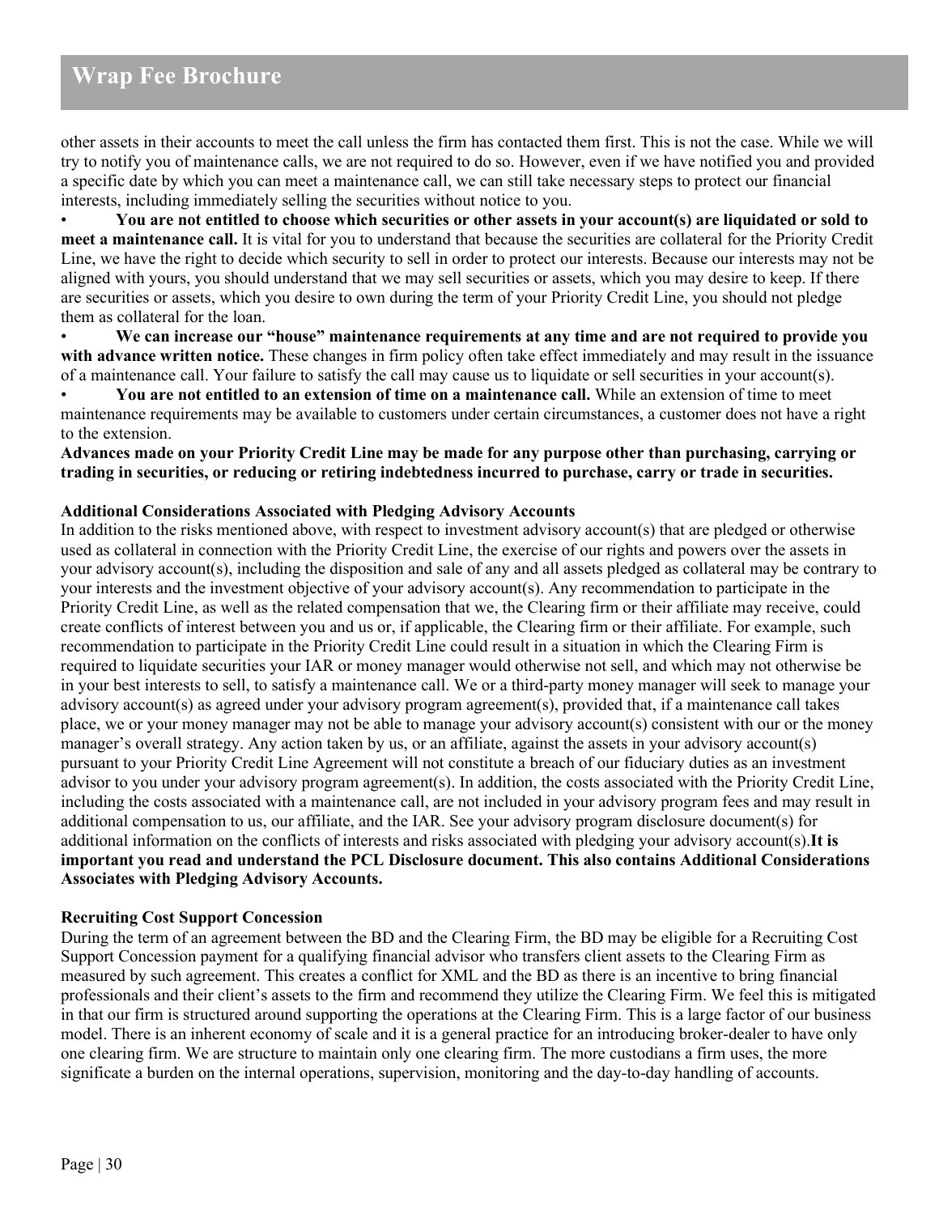other assets in their accounts to meet the call unless the firm has contacted them first. This is not the case. While we will try to notify you of maintenance calls, we are not required to do so. However, even if we have notified you and provided a specific date by which you can meet a maintenance call, we can still take necessary steps to protect our financial interests, including immediately selling the securities without notice to you.

- **You are not entitled to choose which securities or other assets in your account(s) are liquidated or sold to meet a maintenance call.** It is vital for you to understand that because the securities are collateral for the Priority Credit Line, we have the right to decide which security to sell in order to protect our interests. Because our interests may not be aligned with yours, you should understand that we may sell securities or assets, which you may desire to keep. If there are securities or assets, which you desire to own during the term of your Priority Credit Line, you should not pledge them as collateral for the loan.
- **We can increase our "house" maintenance requirements at any time and are not required to provide you with advance written notice.** These changes in firm policy often take effect immediately and may result in the issuance of a maintenance call. Your failure to satisfy the call may cause us to liquidate or sell securities in your account(s).
- **You are not entitled to an extension of time on a maintenance call.** While an extension of time to meet maintenance requirements may be available to customers under certain circumstances, a customer does not have a right to the extension.

**Advances made on your Priority Credit Line may be made for any purpose other than purchasing, carrying or trading in securities, or reducing or retiring indebtedness incurred to purchase, carry or trade in securities.**

**Additional Considerations Associated with Pledging Advisory Accounts**

In addition to the risks mentioned above, with respect to investment advisory account(s) that are pledged or otherwise used as collateral in connection with the Priority Credit Line, the exercise of our rights and powers over the assets in your advisory account(s), including the disposition and sale of any and all assets pledged as collateral may be contrary to your interests and the investment objective of your advisory account(s). Any recommendation to participate in the Priority Credit Line, as well as the related compensation that we, the Clearing firm or their affiliate may receive, could create conflicts of interest between you and us or, if applicable, the Clearing firm or their affiliate. For example, such recommendation to participate in the Priority Credit Line could result in a situation in which the Clearing Firm is required to liquidate securities your IAR or money manager would otherwise not sell, and which may not otherwise be in your best interests to sell, to satisfy a maintenance call. We or a third-party money manager will seek to manage your advisory account(s) as agreed under your advisory program agreement(s), provided that, if a maintenance call takes place, we or your money manager may not be able to manage your advisory account(s) consistent with our or the money manager's overall strategy. Any action taken by us, or an affiliate, against the assets in your advisory account(s) pursuant to your Priority Credit Line Agreement will not constitute a breach of our fiduciary duties as an investment advisor to you under your advisory program agreement(s). In addition, the costs associated with the Priority Credit Line, including the costs associated with a maintenance call, are not included in your advisory program fees and may result in additional compensation to us, our affiliate, and the IAR. See your advisory program disclosure document(s) for additional information on the conflicts of interests and risks associated with pledging your advisory account(s).**It is important you read and understand the PCL Disclosure document. This also contains Additional Considerations Associates with Pledging Advisory Accounts.**

**Recruiting Cost Support Concession**

During the term of an agreement between the BD and the Clearing Firm, the BD may be eligible for a Recruiting Cost Support Concession payment for a qualifying financial advisor who transfers client assets to the Clearing Firm as measured by such agreement. This creates a conflict for XML and the BD as there is an incentive to bring financial professionals and their client's assets to the firm and recommend they utilize the Clearing Firm. We feel this is mitigated in that our firm is structured around supporting the operations at the Clearing Firm. This is a large factor of our business model. There is an inherent economy of scale and it is a general practice for an introducing broker-dealer to have only one clearing firm. We are structure to maintain only one clearing firm. The more custodians a firm uses, the more significate a burden on the internal operations, supervision, monitoring and the day-to-day handling of accounts.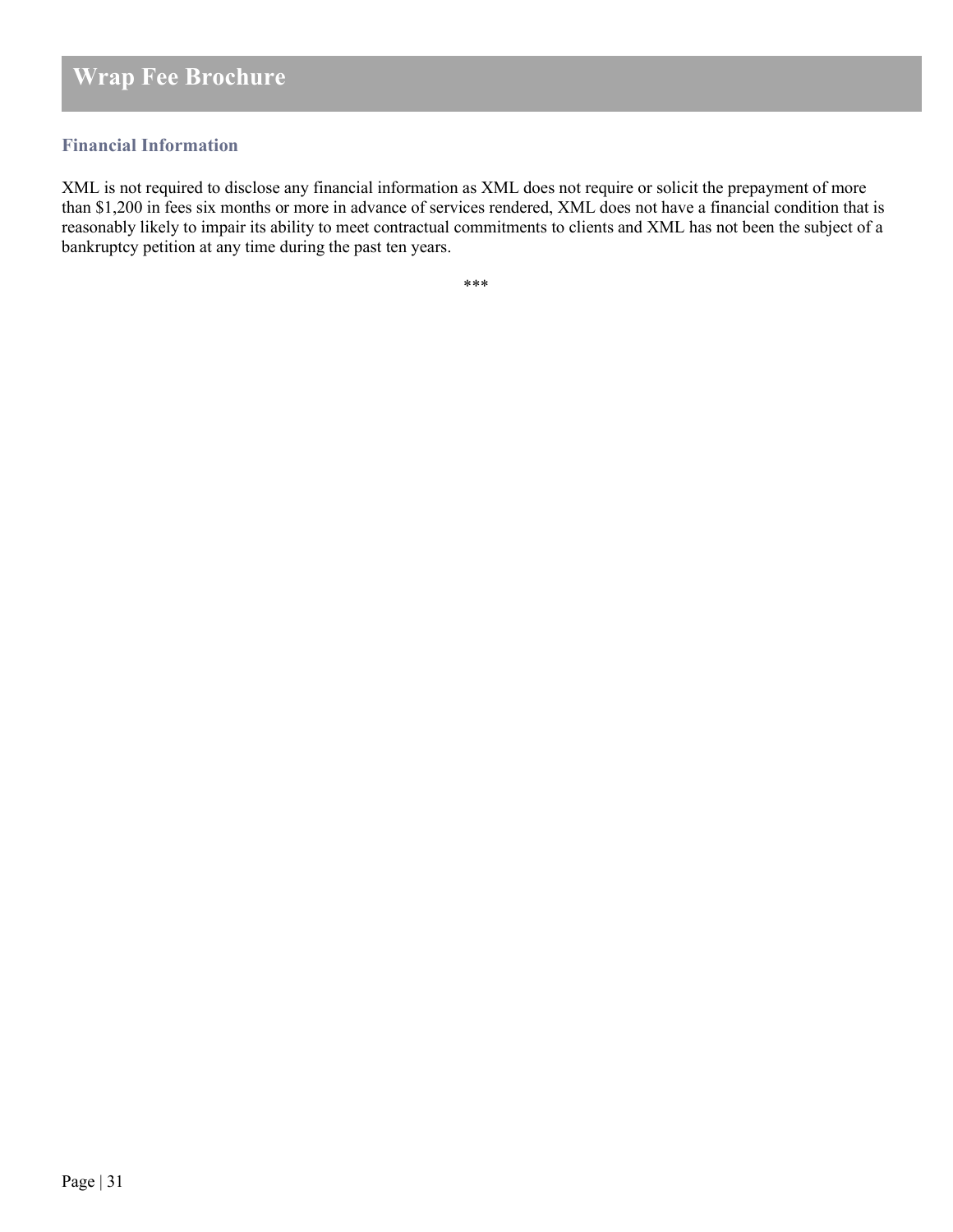## Financial Information

XML is not required to disclose any financial information as XML does not require or solicit the prepayment of more than $1,200 in fees six months or more in advance of services rendered, XML does not have a financial condition that is reasonably likely to impair its ability to meet contractual commitments to clients and XML has not been the subject of a bankruptcy petition at any time during the past ten years.

***